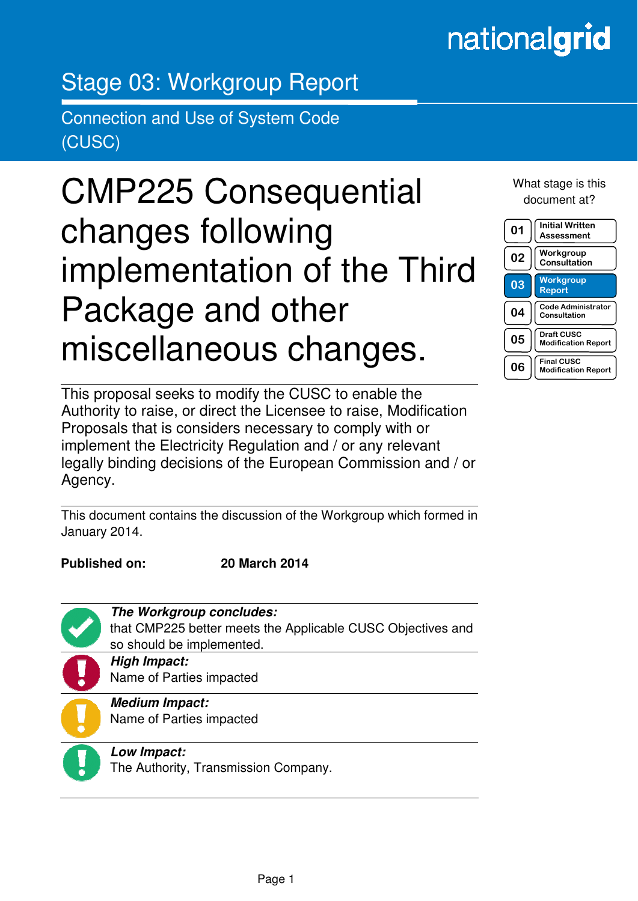nationalgrid

# Stage 03: Workgroup Report

## Connection and Use of System Code (CUSC)

# CMP225 Consequential changes following implementation of the Third Package and other miscellaneous changes.

What stage is this document at?

| | |
|---|---|
| 01 | Initial Written Assessment |
| 02 | Workgroup Consultation |
| 03 | **Workgroup Report** |
| 04 | Code Administrator Consultation |
| 05 | Draft CUSC Modification Report |
| 06 | Final CUSC Modification Report |

This proposal seeks to modify the CUSC to enable the Authority to raise, or direct the Licensee to raise, Modification Proposals that is considers necessary to comply with or implement the Electricity Regulation and / or any relevant legally binding decisions of the European Commission and / or Agency.

This document contains the discussion of the Workgroup which formed in January 2014.

**Published on:** **20 March 2014**

***The Workgroup concludes:***
that CMP225 better meets the Applicable CUSC Objectives and so should be implemented.

***High Impact:***
Name of Parties impacted

***Medium Impact:***
Name of Parties impacted

***Low Impact:***
The Authority, Transmission Company.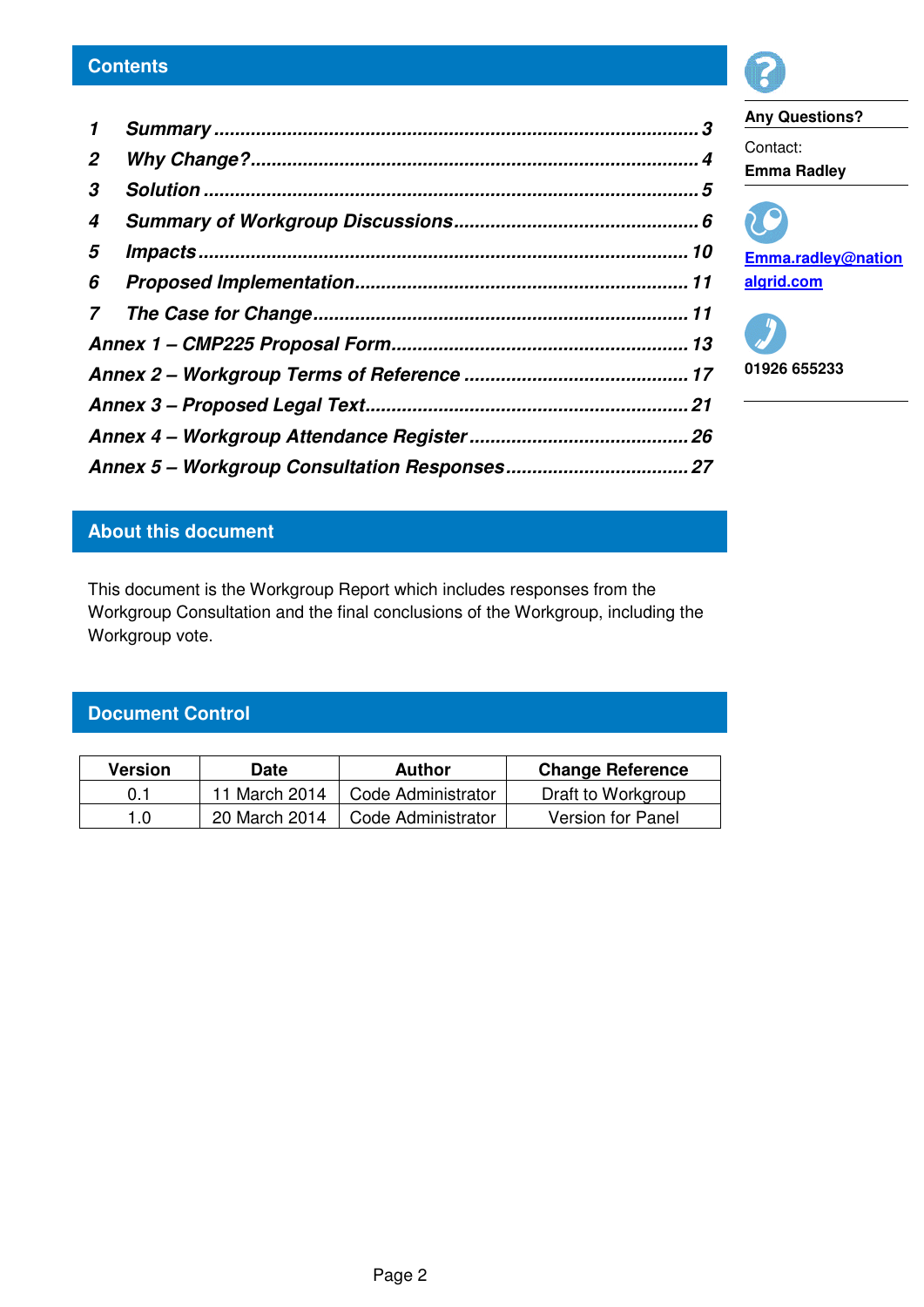## Contents

1 *Summary* ... 3
2 *Why Change?* ... 4
3 *Solution* ... 5
4 *Summary of Workgroup Discussions* ... 6
5 *Impacts* ... 10
6 *Proposed Implementation* ... 11
7 *The Case for Change* ... 11
*Annex 1 – CMP225 Proposal Form* ... 13
*Annex 2 – Workgroup Terms of Reference* ... 17
*Annex 3 – Proposed Legal Text* ... 21
*Annex 4 – Workgroup Attendance Register* ... 26
*Annex 5 – Workgroup Consultation Responses* ... 27

**Any Questions?**

Contact:
**Emma Radley**

Emma.radley@nationalgrid.com

01926 655233

## About this document

This document is the Workgroup Report which includes responses from the Workgroup Consultation and the final conclusions of the Workgroup, including the Workgroup vote.

## Document Control

| Version | Date | Author | Change Reference |
|---|---|---|---|
| 0.1 | 11 March 2014 | Code Administrator | Draft to Workgroup |
| 1.0 | 20 March 2014 | Code Administrator | Version for Panel |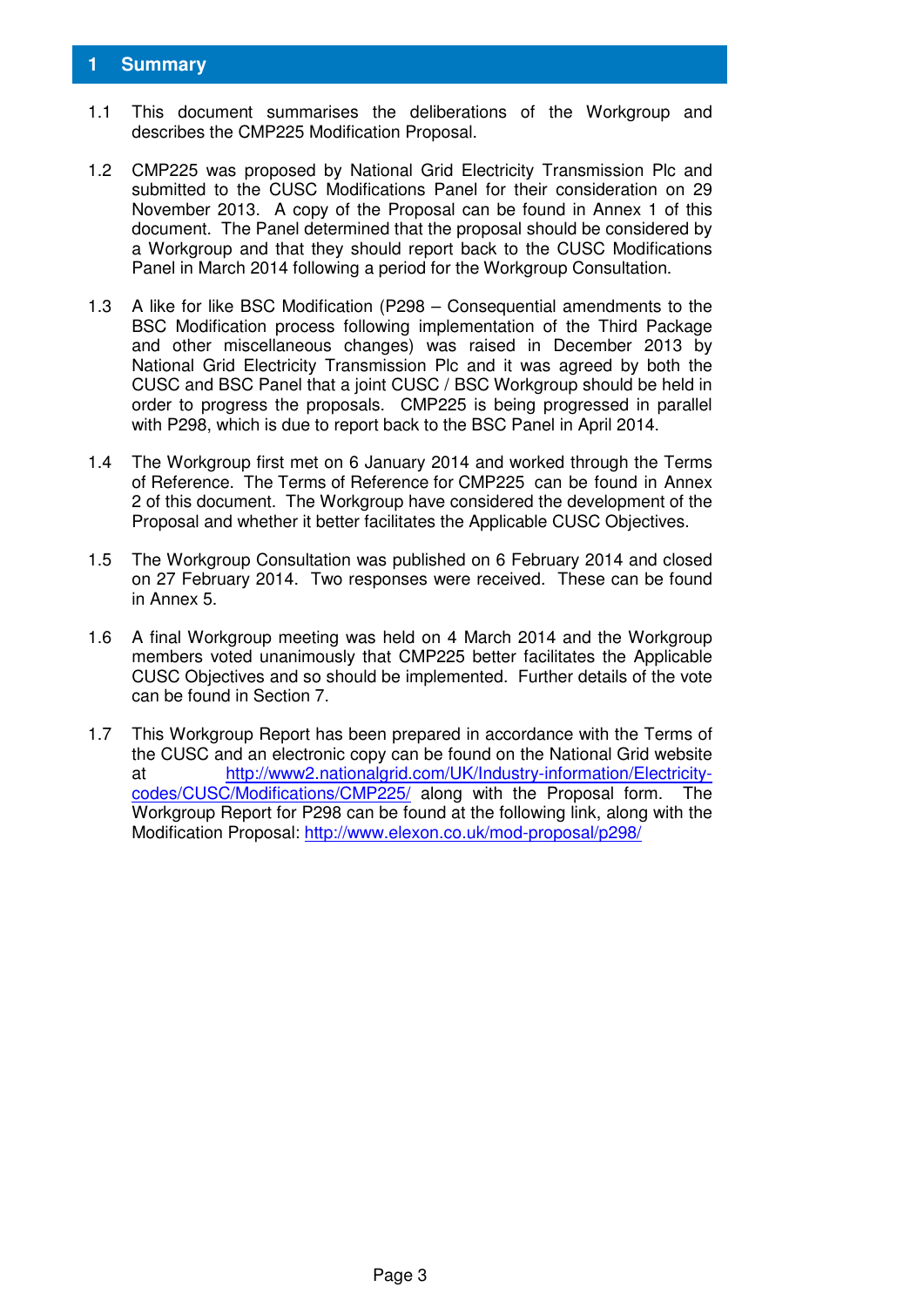# 1 Summary

1.1 This document summarises the deliberations of the Workgroup and describes the CMP225 Modification Proposal.

1.2 CMP225 was proposed by National Grid Electricity Transmission Plc and submitted to the CUSC Modifications Panel for their consideration on 29 November 2013. A copy of the Proposal can be found in Annex 1 of this document. The Panel determined that the proposal should be considered by a Workgroup and that they should report back to the CUSC Modifications Panel in March 2014 following a period for the Workgroup Consultation.

1.3 A like for like BSC Modification (P298 – Consequential amendments to the BSC Modification process following implementation of the Third Package and other miscellaneous changes) was raised in December 2013 by National Grid Electricity Transmission Plc and it was agreed by both the CUSC and BSC Panel that a joint CUSC / BSC Workgroup should be held in order to progress the proposals. CMP225 is being progressed in parallel with P298, which is due to report back to the BSC Panel in April 2014.

1.4 The Workgroup first met on 6 January 2014 and worked through the Terms of Reference. The Terms of Reference for CMP225 can be found in Annex 2 of this document. The Workgroup have considered the development of the Proposal and whether it better facilitates the Applicable CUSC Objectives.

1.5 The Workgroup Consultation was published on 6 February 2014 and closed on 27 February 2014. Two responses were received. These can be found in Annex 5.

1.6 A final Workgroup meeting was held on 4 March 2014 and the Workgroup members voted unanimously that CMP225 better facilitates the Applicable CUSC Objectives and so should be implemented. Further details of the vote can be found in Section 7.

1.7 This Workgroup Report has been prepared in accordance with the Terms of the CUSC and an electronic copy can be found on the National Grid website at http://www2.nationalgrid.com/UK/Industry-information/Electricity-codes/CUSC/Modifications/CMP225/ along with the Proposal form. The Workgroup Report for P298 can be found at the following link, along with the Modification Proposal: http://www.elexon.co.uk/mod-proposal/p298/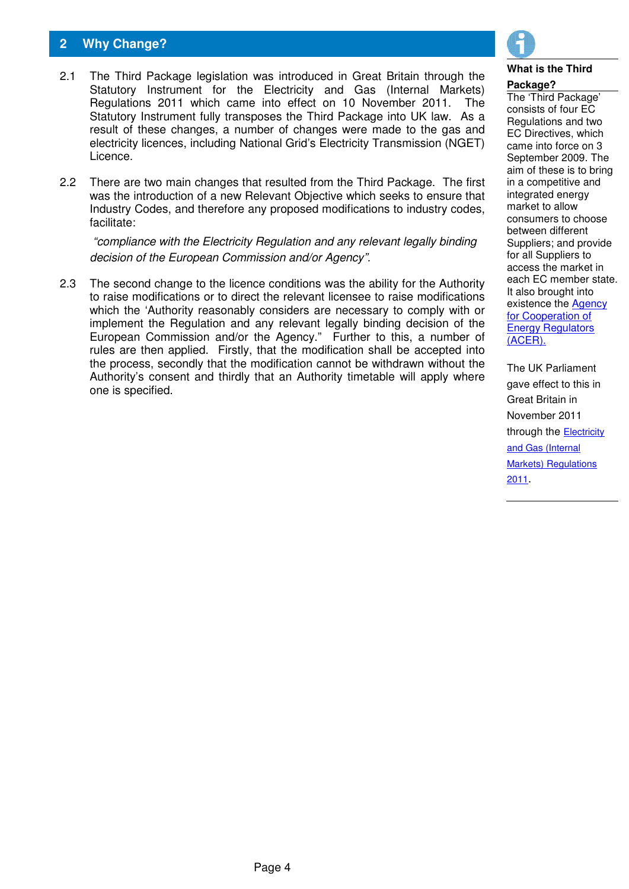## 2 Why Change?

2.1 The Third Package legislation was introduced in Great Britain through the Statutory Instrument for the Electricity and Gas (Internal Markets) Regulations 2011 which came into effect on 10 November 2011. The Statutory Instrument fully transposes the Third Package into UK law. As a result of these changes, a number of changes were made to the gas and electricity licences, including National Grid's Electricity Transmission (NGET) Licence.

2.2 There are two main changes that resulted from the Third Package. The first was the introduction of a new Relevant Objective which seeks to ensure that Industry Codes, and therefore any proposed modifications to industry codes, facilitate:

*"compliance with the Electricity Regulation and any relevant legally binding decision of the European Commission and/or Agency".*

2.3 The second change to the licence conditions was the ability for the Authority to raise modifications or to direct the relevant licensee to raise modifications which the 'Authority reasonably considers are necessary to comply with or implement the Regulation and any relevant legally binding decision of the European Commission and/or the Agency." Further to this, a number of rules are then applied. Firstly, that the modification shall be accepted into the process, secondly that the modification cannot be withdrawn without the Authority's consent and thirdly that an Authority timetable will apply where one is specified.

**What is the Third Package?**

The 'Third Package' consists of four EC Regulations and two EC Directives, which came into force on 3 September 2009. The aim of these is to bring in a competitive and integrated energy market to allow consumers to choose between different Suppliers; and provide for all Suppliers to access the market in each EC member state. It also brought into existence the Agency for Cooperation of Energy Regulators (ACER).

The UK Parliament gave effect to this in Great Britain in November 2011 through the Electricity and Gas (Internal Markets) Regulations 2011.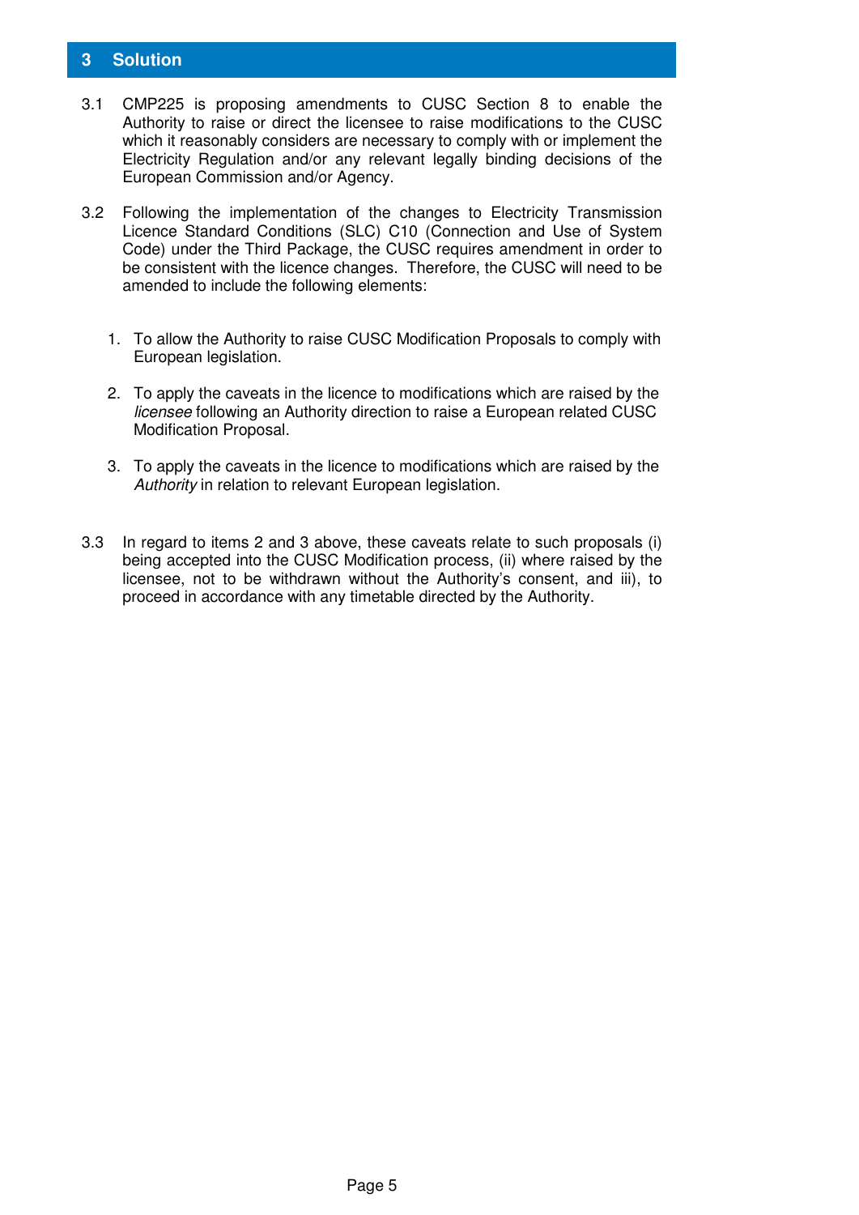## 3 Solution

3.1 CMP225 is proposing amendments to CUSC Section 8 to enable the Authority to raise or direct the licensee to raise modifications to the CUSC which it reasonably considers are necessary to comply with or implement the Electricity Regulation and/or any relevant legally binding decisions of the European Commission and/or Agency.

3.2 Following the implementation of the changes to Electricity Transmission Licence Standard Conditions (SLC) C10 (Connection and Use of System Code) under the Third Package, the CUSC requires amendment in order to be consistent with the licence changes. Therefore, the CUSC will need to be amended to include the following elements:

1. To allow the Authority to raise CUSC Modification Proposals to comply with European legislation.

2. To apply the caveats in the licence to modifications which are raised by the *licensee* following an Authority direction to raise a European related CUSC Modification Proposal.

3. To apply the caveats in the licence to modifications which are raised by the *Authority* in relation to relevant European legislation.

3.3 In regard to items 2 and 3 above, these caveats relate to such proposals (i) being accepted into the CUSC Modification process, (ii) where raised by the licensee, not to be withdrawn without the Authority's consent, and iii), to proceed in accordance with any timetable directed by the Authority.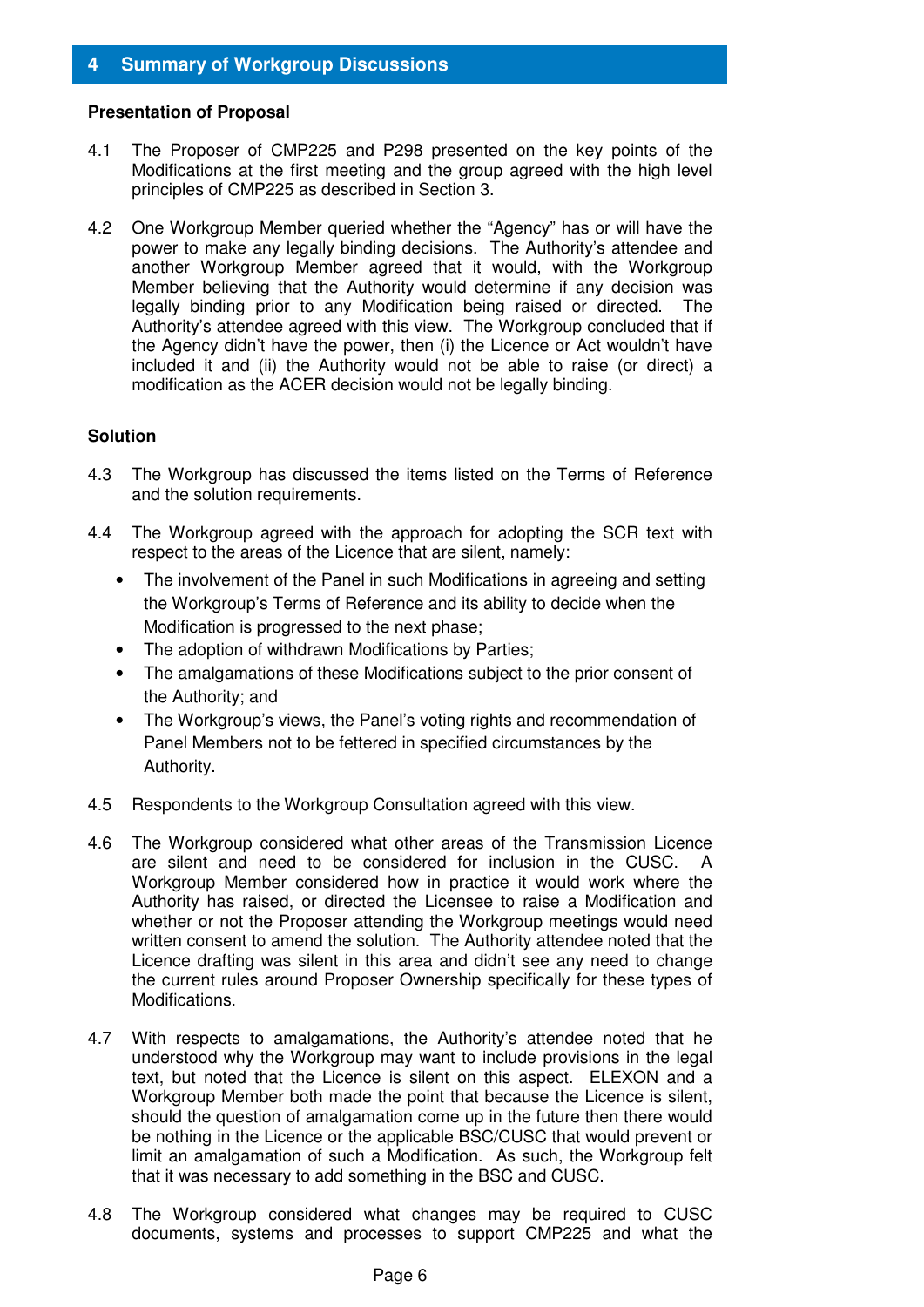## 4 Summary of Workgroup Discussions

**Presentation of Proposal**

4.1 The Proposer of CMP225 and P298 presented on the key points of the Modifications at the first meeting and the group agreed with the high level principles of CMP225 as described in Section 3.

4.2 One Workgroup Member queried whether the "Agency" has or will have the power to make any legally binding decisions. The Authority's attendee and another Workgroup Member agreed that it would, with the Workgroup Member believing that the Authority would determine if any decision was legally binding prior to any Modification being raised or directed. The Authority's attendee agreed with this view. The Workgroup concluded that if the Agency didn't have the power, then (i) the Licence or Act wouldn't have included it and (ii) the Authority would not be able to raise (or direct) a modification as the ACER decision would not be legally binding.

**Solution**

4.3 The Workgroup has discussed the items listed on the Terms of Reference and the solution requirements.

4.4 The Workgroup agreed with the approach for adopting the SCR text with respect to the areas of the Licence that are silent, namely:

- The involvement of the Panel in such Modifications in agreeing and setting the Workgroup's Terms of Reference and its ability to decide when the Modification is progressed to the next phase;
- The adoption of withdrawn Modifications by Parties;
- The amalgamations of these Modifications subject to the prior consent of the Authority; and
- The Workgroup's views, the Panel's voting rights and recommendation of Panel Members not to be fettered in specified circumstances by the Authority.

4.5 Respondents to the Workgroup Consultation agreed with this view.

4.6 The Workgroup considered what other areas of the Transmission Licence are silent and need to be considered for inclusion in the CUSC. A Workgroup Member considered how in practice it would work where the Authority has raised, or directed the Licensee to raise a Modification and whether or not the Proposer attending the Workgroup meetings would need written consent to amend the solution. The Authority attendee noted that the Licence drafting was silent in this area and didn't see any need to change the current rules around Proposer Ownership specifically for these types of Modifications.

4.7 With respects to amalgamations, the Authority's attendee noted that he understood why the Workgroup may want to include provisions in the legal text, but noted that the Licence is silent on this aspect. ELEXON and a Workgroup Member both made the point that because the Licence is silent, should the question of amalgamation come up in the future then there would be nothing in the Licence or the applicable BSC/CUSC that would prevent or limit an amalgamation of such a Modification. As such, the Workgroup felt that it was necessary to add something in the BSC and CUSC.

4.8 The Workgroup considered what changes may be required to CUSC documents, systems and processes to support CMP225 and what the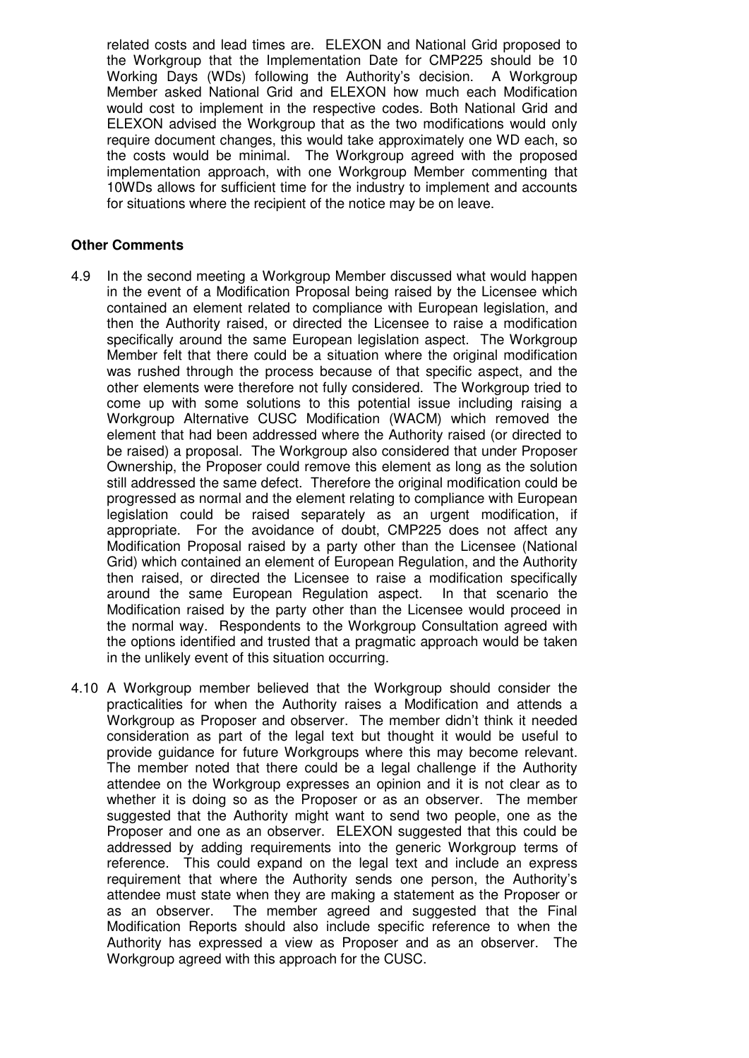related costs and lead times are. ELEXON and National Grid proposed to the Workgroup that the Implementation Date for CMP225 should be 10 Working Days (WDs) following the Authority's decision. A Workgroup Member asked National Grid and ELEXON how much each Modification would cost to implement in the respective codes. Both National Grid and ELEXON advised the Workgroup that as the two modifications would only require document changes, this would take approximately one WD each, so the costs would be minimal. The Workgroup agreed with the proposed implementation approach, with one Workgroup Member commenting that 10WDs allows for sufficient time for the industry to implement and accounts for situations where the recipient of the notice may be on leave.

**Other Comments**

4.9 In the second meeting a Workgroup Member discussed what would happen in the event of a Modification Proposal being raised by the Licensee which contained an element related to compliance with European legislation, and then the Authority raised, or directed the Licensee to raise a modification specifically around the same European legislation aspect. The Workgroup Member felt that there could be a situation where the original modification was rushed through the process because of that specific aspect, and the other elements were therefore not fully considered. The Workgroup tried to come up with some solutions to this potential issue including raising a Workgroup Alternative CUSC Modification (WACM) which removed the element that had been addressed where the Authority raised (or directed to be raised) a proposal. The Workgroup also considered that under Proposer Ownership, the Proposer could remove this element as long as the solution still addressed the same defect. Therefore the original modification could be progressed as normal and the element relating to compliance with European legislation could be raised separately as an urgent modification, if appropriate. For the avoidance of doubt, CMP225 does not affect any Modification Proposal raised by a party other than the Licensee (National Grid) which contained an element of European Regulation, and the Authority then raised, or directed the Licensee to raise a modification specifically around the same European Regulation aspect. In that scenario the Modification raised by the party other than the Licensee would proceed in the normal way. Respondents to the Workgroup Consultation agreed with the options identified and trusted that a pragmatic approach would be taken in the unlikely event of this situation occurring.

4.10 A Workgroup member believed that the Workgroup should consider the practicalities for when the Authority raises a Modification and attends a Workgroup as Proposer and observer. The member didn't think it needed consideration as part of the legal text but thought it would be useful to provide guidance for future Workgroups where this may become relevant. The member noted that there could be a legal challenge if the Authority attendee on the Workgroup expresses an opinion and it is not clear as to whether it is doing so as the Proposer or as an observer. The member suggested that the Authority might want to send two people, one as the Proposer and one as an observer. ELEXON suggested that this could be addressed by adding requirements into the generic Workgroup terms of reference. This could expand on the legal text and include an express requirement that where the Authority sends one person, the Authority's attendee must state when they are making a statement as the Proposer or as an observer. The member agreed and suggested that the Final Modification Reports should also include specific reference to when the Authority has expressed a view as Proposer and as an observer. The Workgroup agreed with this approach for the CUSC.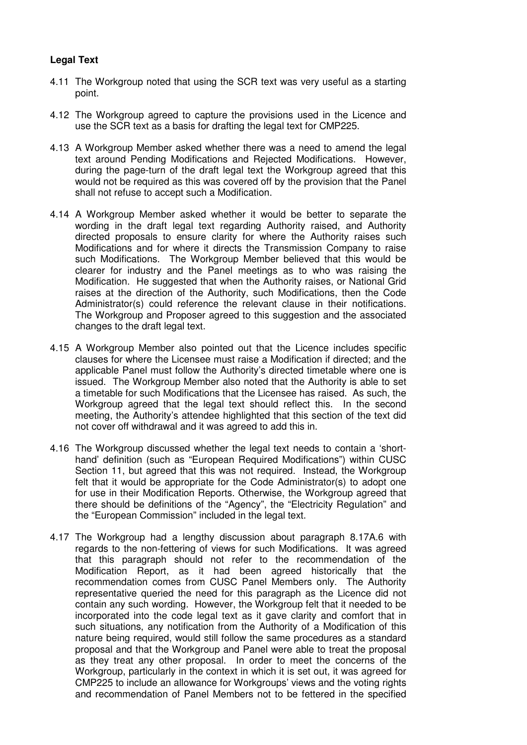**Legal Text**

4.11 The Workgroup noted that using the SCR text was very useful as a starting point.

4.12 The Workgroup agreed to capture the provisions used in the Licence and use the SCR text as a basis for drafting the legal text for CMP225.

4.13 A Workgroup Member asked whether there was a need to amend the legal text around Pending Modifications and Rejected Modifications. However, during the page-turn of the draft legal text the Workgroup agreed that this would not be required as this was covered off by the provision that the Panel shall not refuse to accept such a Modification.

4.14 A Workgroup Member asked whether it would be better to separate the wording in the draft legal text regarding Authority raised, and Authority directed proposals to ensure clarity for where the Authority raises such Modifications and for where it directs the Transmission Company to raise such Modifications. The Workgroup Member believed that this would be clearer for industry and the Panel meetings as to who was raising the Modification. He suggested that when the Authority raises, or National Grid raises at the direction of the Authority, such Modifications, then the Code Administrator(s) could reference the relevant clause in their notifications. The Workgroup and Proposer agreed to this suggestion and the associated changes to the draft legal text.

4.15 A Workgroup Member also pointed out that the Licence includes specific clauses for where the Licensee must raise a Modification if directed; and the applicable Panel must follow the Authority's directed timetable where one is issued. The Workgroup Member also noted that the Authority is able to set a timetable for such Modifications that the Licensee has raised. As such, the Workgroup agreed that the legal text should reflect this. In the second meeting, the Authority's attendee highlighted that this section of the text did not cover off withdrawal and it was agreed to add this in.

4.16 The Workgroup discussed whether the legal text needs to contain a 'short-hand' definition (such as "European Required Modifications") within CUSC Section 11, but agreed that this was not required. Instead, the Workgroup felt that it would be appropriate for the Code Administrator(s) to adopt one for use in their Modification Reports. Otherwise, the Workgroup agreed that there should be definitions of the "Agency", the "Electricity Regulation" and the "European Commission" included in the legal text.

4.17 The Workgroup had a lengthy discussion about paragraph 8.17A.6 with regards to the non-fettering of views for such Modifications. It was agreed that this paragraph should not refer to the recommendation of the Modification Report, as it had been agreed historically that the recommendation comes from CUSC Panel Members only. The Authority representative queried the need for this paragraph as the Licence did not contain any such wording. However, the Workgroup felt that it needed to be incorporated into the code legal text as it gave clarity and comfort that in such situations, any notification from the Authority of a Modification of this nature being required, would still follow the same procedures as a standard proposal and that the Workgroup and Panel were able to treat the proposal as they treat any other proposal. In order to meet the concerns of the Workgroup, particularly in the context in which it is set out, it was agreed for CMP225 to include an allowance for Workgroups' views and the voting rights and recommendation of Panel Members not to be fettered in the specified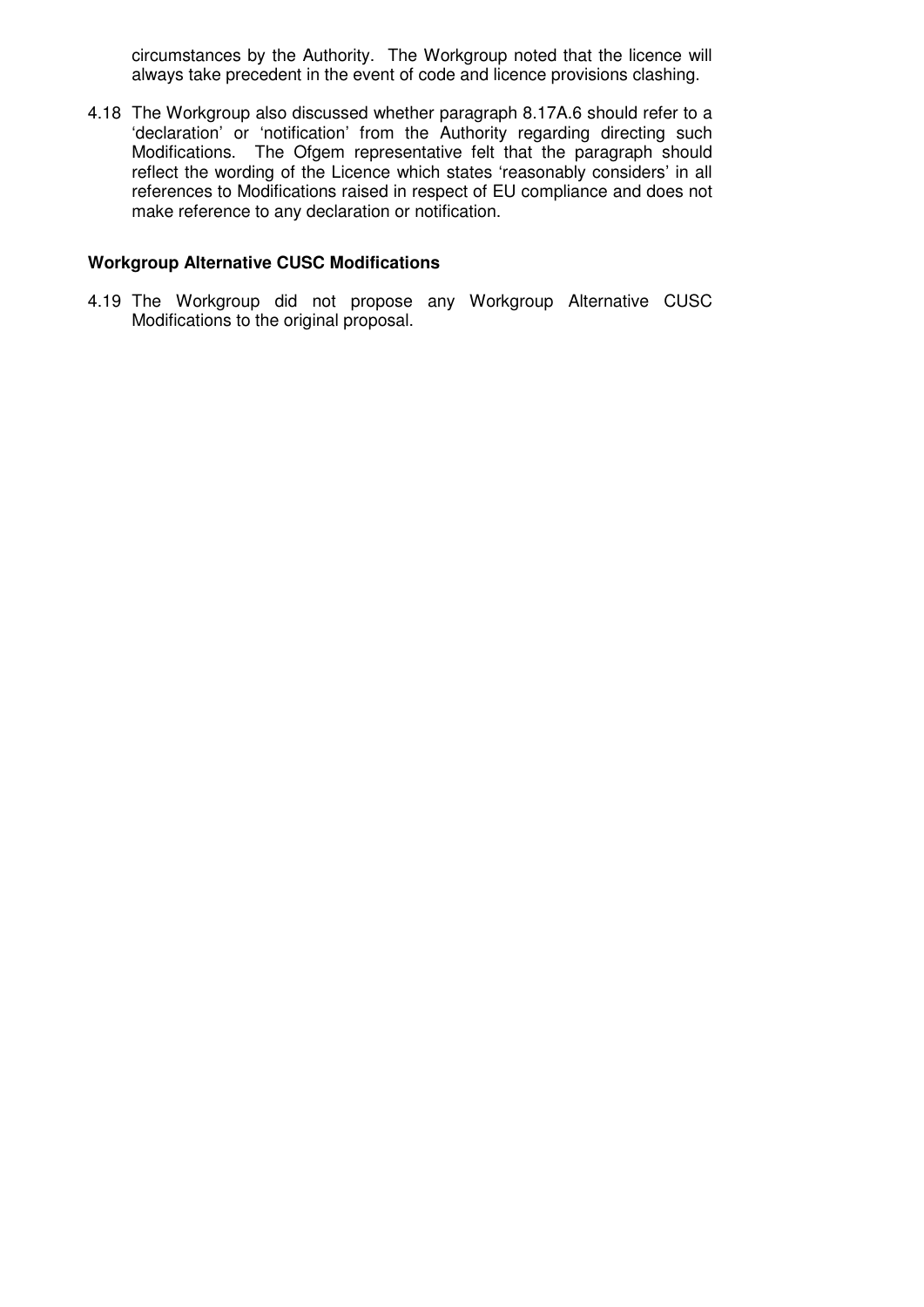circumstances by the Authority. The Workgroup noted that the licence will always take precedent in the event of code and licence provisions clashing.

4.18 The Workgroup also discussed whether paragraph 8.17A.6 should refer to a 'declaration' or 'notification' from the Authority regarding directing such Modifications. The Ofgem representative felt that the paragraph should reflect the wording of the Licence which states 'reasonably considers' in all references to Modifications raised in respect of EU compliance and does not make reference to any declaration or notification.

**Workgroup Alternative CUSC Modifications**

4.19 The Workgroup did not propose any Workgroup Alternative CUSC Modifications to the original proposal.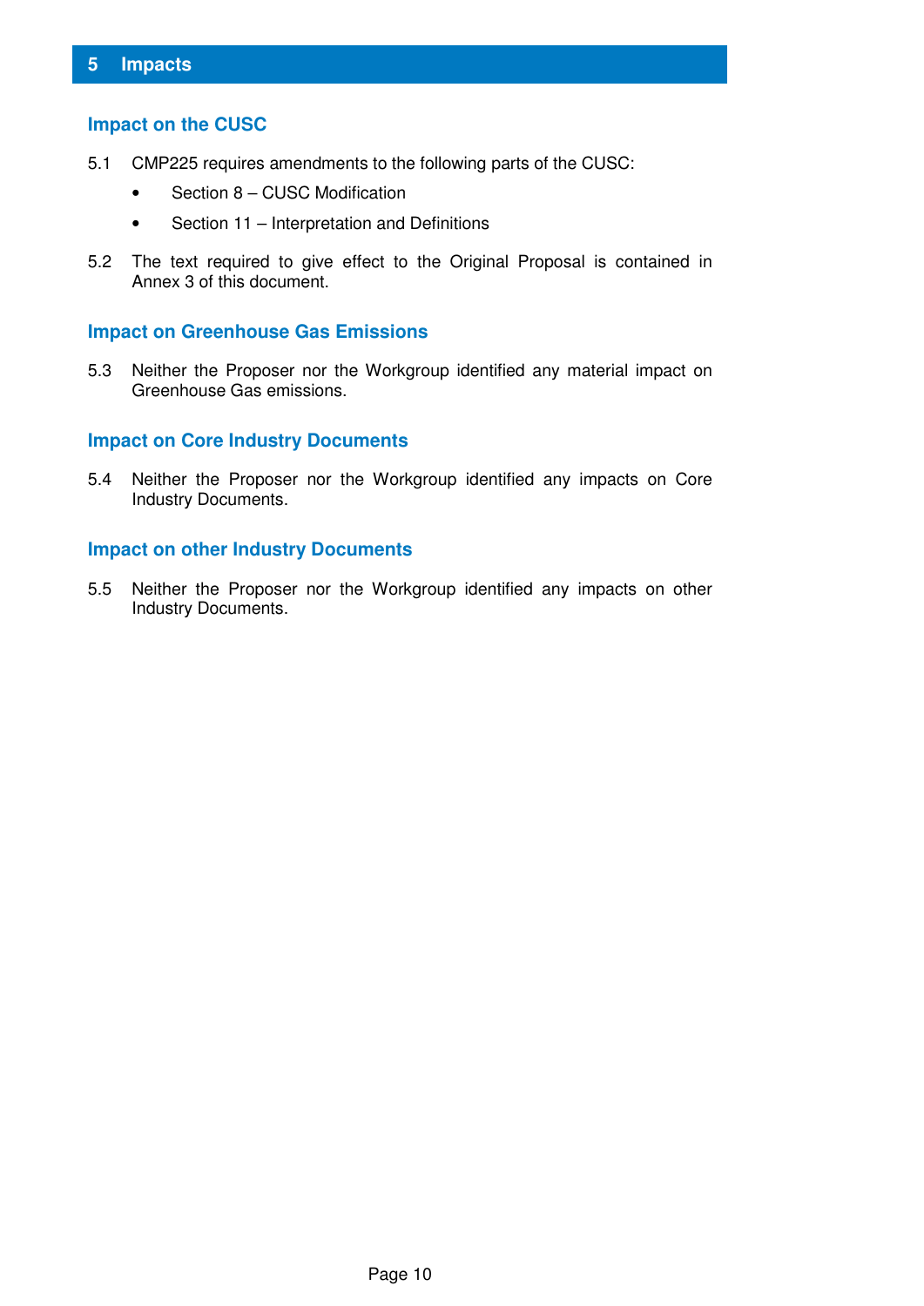# 5 Impacts

## Impact on the CUSC

5.1 CMP225 requires amendments to the following parts of the CUSC:

- Section 8 – CUSC Modification
- Section 11 – Interpretation and Definitions

5.2 The text required to give effect to the Original Proposal is contained in Annex 3 of this document.

## Impact on Greenhouse Gas Emissions

5.3 Neither the Proposer nor the Workgroup identified any material impact on Greenhouse Gas emissions.

## Impact on Core Industry Documents

5.4 Neither the Proposer nor the Workgroup identified any impacts on Core Industry Documents.

## Impact on other Industry Documents

5.5 Neither the Proposer nor the Workgroup identified any impacts on other Industry Documents.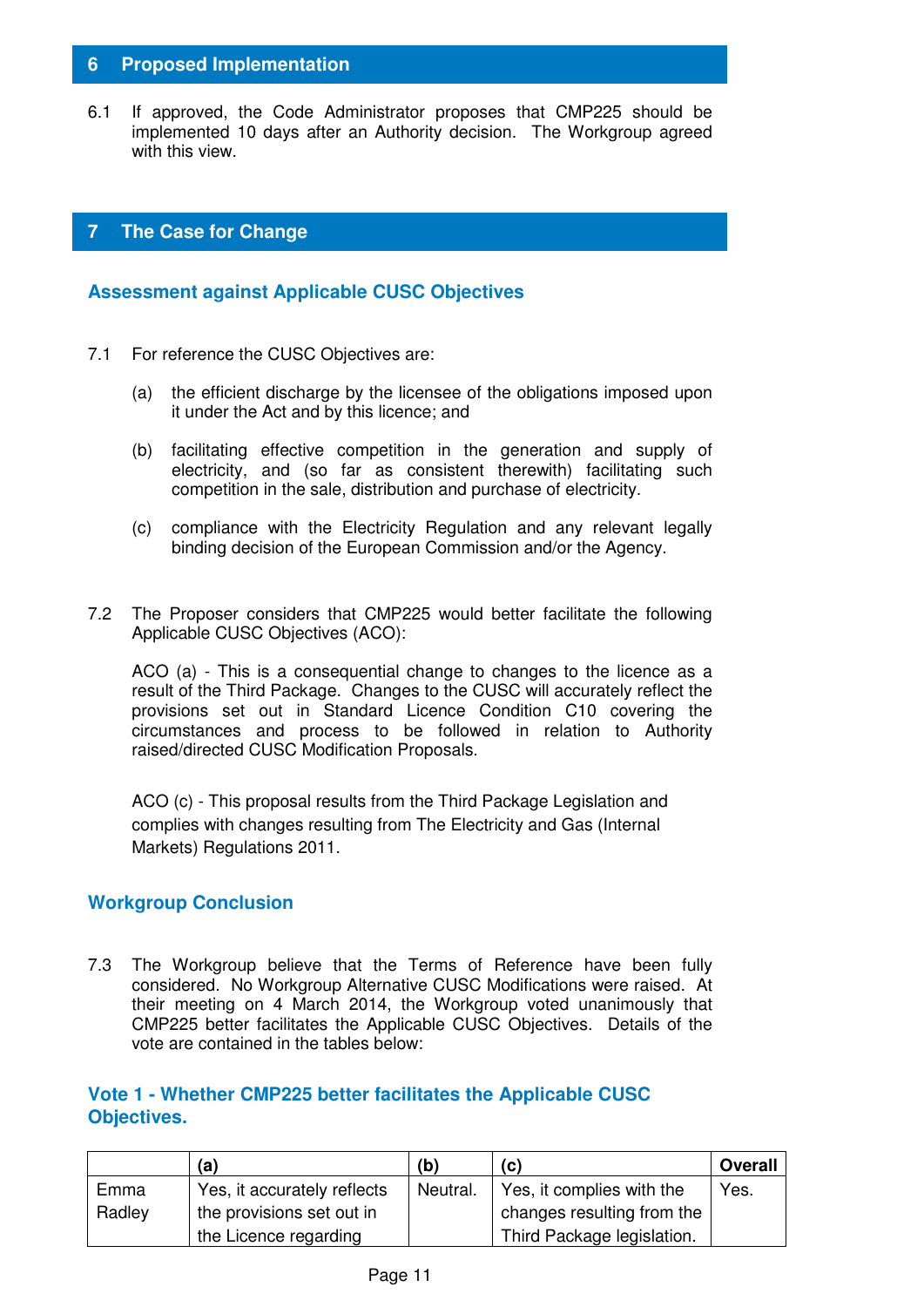## 6 Proposed Implementation

6.1 If approved, the Code Administrator proposes that CMP225 should be implemented 10 days after an Authority decision. The Workgroup agreed with this view.

## 7 The Case for Change

### Assessment against Applicable CUSC Objectives

7.1 For reference the CUSC Objectives are:

(a) the efficient discharge by the licensee of the obligations imposed upon it under the Act and by this licence; and

(b) facilitating effective competition in the generation and supply of electricity, and (so far as consistent therewith) facilitating such competition in the sale, distribution and purchase of electricity.

(c) compliance with the Electricity Regulation and any relevant legally binding decision of the European Commission and/or the Agency.

7.2 The Proposer considers that CMP225 would better facilitate the following Applicable CUSC Objectives (ACO):

ACO (a) - This is a consequential change to changes to the licence as a result of the Third Package. Changes to the CUSC will accurately reflect the provisions set out in Standard Licence Condition C10 covering the circumstances and process to be followed in relation to Authority raised/directed CUSC Modification Proposals.

ACO (c) - This proposal results from the Third Package Legislation and complies with changes resulting from The Electricity and Gas (Internal Markets) Regulations 2011.

### Workgroup Conclusion

7.3 The Workgroup believe that the Terms of Reference have been fully considered. No Workgroup Alternative CUSC Modifications were raised. At their meeting on 4 March 2014, the Workgroup voted unanimously that CMP225 better facilitates the Applicable CUSC Objectives. Details of the vote are contained in the tables below:

### Vote 1 - Whether CMP225 better facilitates the Applicable CUSC Objectives.

| | (a) | (b) | (c) | Overall |
|---|---|---|---|---|
| Emma Radley | Yes, it accurately reflects the provisions set out in the Licence regarding | Neutral. | Yes, it complies with the changes resulting from the Third Package legislation. | Yes. |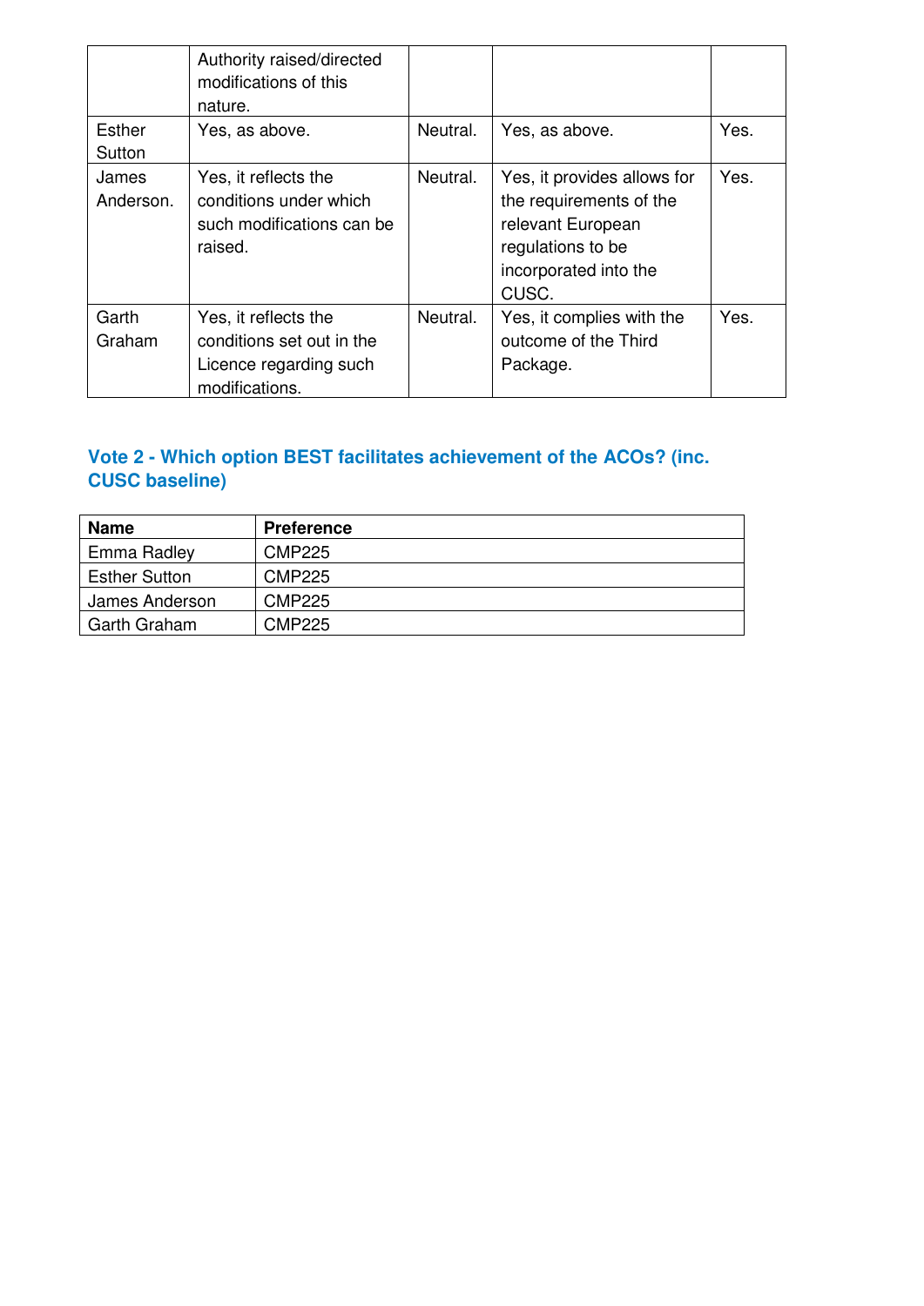|  | Authority raised/directed modifications of this nature. |  |  |  |
|---|---|---|---|---|
| Esther Sutton | Yes, as above. | Neutral. | Yes, as above. | Yes. |
| James Anderson. | Yes, it reflects the conditions under which such modifications can be raised. | Neutral. | Yes, it provides allows for the requirements of the relevant European regulations to be incorporated into the CUSC. | Yes. |
| Garth Graham | Yes, it reflects the conditions set out in the Licence regarding such modifications. | Neutral. | Yes, it complies with the outcome of the Third Package. | Yes. |

### Vote 2 - Which option BEST facilitates achievement of the ACOs? (inc. CUSC baseline)

| Name | Preference |
|---|---|
| Emma Radley | CMP225 |
| Esther Sutton | CMP225 |
| James Anderson | CMP225 |
| Garth Graham | CMP225 |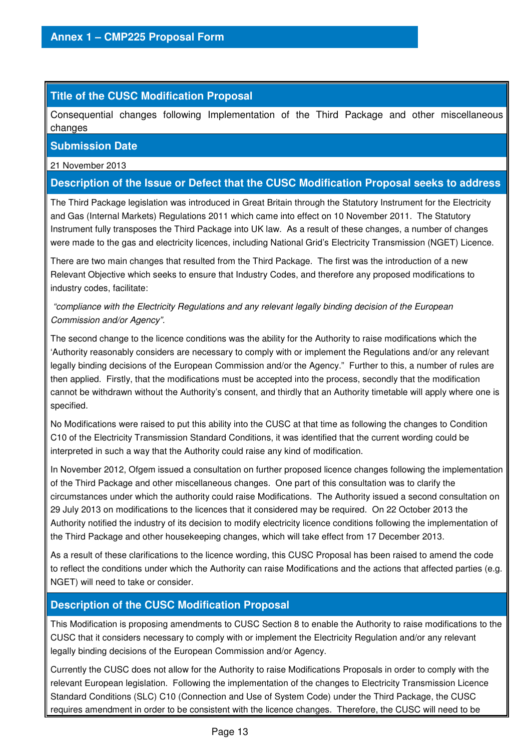## Annex 1 – CMP225 Proposal Form

### Title of the CUSC Modification Proposal

Consequential changes following Implementation of the Third Package and other miscellaneous changes

### Submission Date

21 November 2013

### Description of the Issue or Defect that the CUSC Modification Proposal seeks to address

The Third Package legislation was introduced in Great Britain through the Statutory Instrument for the Electricity and Gas (Internal Markets) Regulations 2011 which came into effect on 10 November 2011. The Statutory Instrument fully transposes the Third Package into UK law. As a result of these changes, a number of changes were made to the gas and electricity licences, including National Grid's Electricity Transmission (NGET) Licence.

There are two main changes that resulted from the Third Package. The first was the introduction of a new Relevant Objective which seeks to ensure that Industry Codes, and therefore any proposed modifications to industry codes, facilitate:

*"compliance with the Electricity Regulations and any relevant legally binding decision of the European Commission and/or Agency".*

The second change to the licence conditions was the ability for the Authority to raise modifications which the 'Authority reasonably considers are necessary to comply with or implement the Regulations and/or any relevant legally binding decisions of the European Commission and/or the Agency." Further to this, a number of rules are then applied. Firstly, that the modifications must be accepted into the process, secondly that the modification cannot be withdrawn without the Authority's consent, and thirdly that an Authority timetable will apply where one is specified.

No Modifications were raised to put this ability into the CUSC at that time as following the changes to Condition C10 of the Electricity Transmission Standard Conditions, it was identified that the current wording could be interpreted in such a way that the Authority could raise any kind of modification.

In November 2012, Ofgem issued a consultation on further proposed licence changes following the implementation of the Third Package and other miscellaneous changes. One part of this consultation was to clarify the circumstances under which the authority could raise Modifications. The Authority issued a second consultation on 29 July 2013 on modifications to the licences that it considered may be required. On 22 October 2013 the Authority notified the industry of its decision to modify electricity licence conditions following the implementation of the Third Package and other housekeeping changes, which will take effect from 17 December 2013.

As a result of these clarifications to the licence wording, this CUSC Proposal has been raised to amend the code to reflect the conditions under which the Authority can raise Modifications and the actions that affected parties (e.g. NGET) will need to take or consider.

### Description of the CUSC Modification Proposal

This Modification is proposing amendments to CUSC Section 8 to enable the Authority to raise modifications to the CUSC that it considers necessary to comply with or implement the Electricity Regulation and/or any relevant legally binding decisions of the European Commission and/or Agency.

Currently the CUSC does not allow for the Authority to raise Modifications Proposals in order to comply with the relevant European legislation. Following the implementation of the changes to Electricity Transmission Licence Standard Conditions (SLC) C10 (Connection and Use of System Code) under the Third Package, the CUSC requires amendment in order to be consistent with the licence changes. Therefore, the CUSC will need to be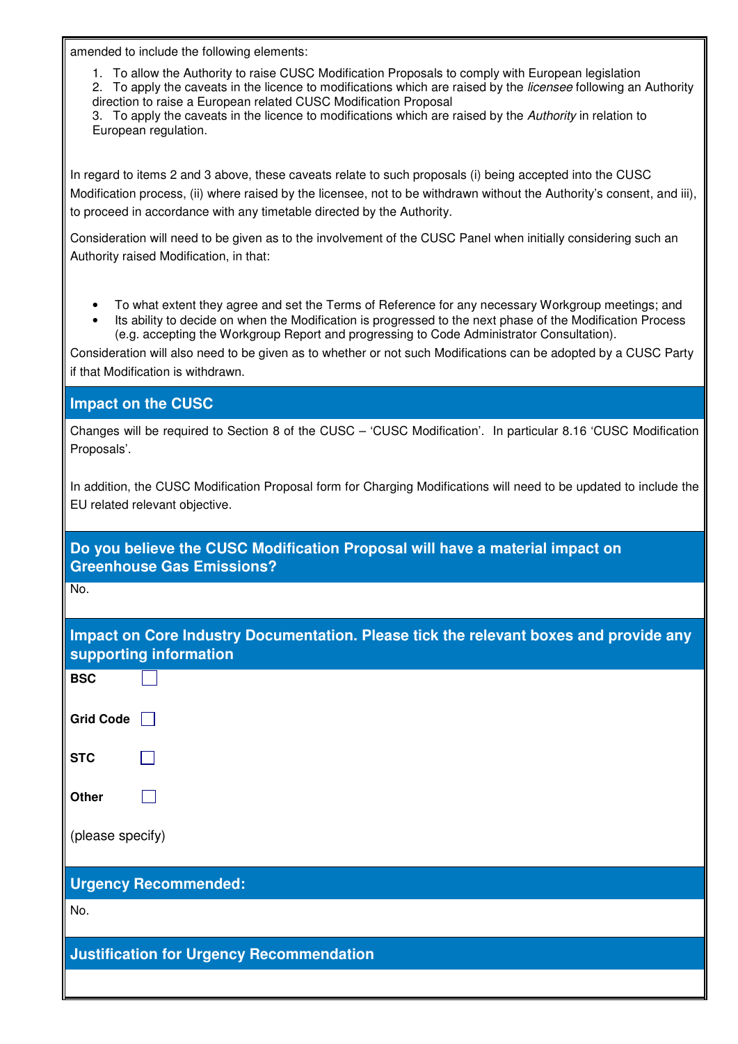amended to include the following elements:

1. To allow the Authority to raise CUSC Modification Proposals to comply with European legislation
2. To apply the caveats in the licence to modifications which are raised by the *licensee* following an Authority direction to raise a European related CUSC Modification Proposal
3. To apply the caveats in the licence to modifications which are raised by the *Authority* in relation to European regulation.

In regard to items 2 and 3 above, these caveats relate to such proposals (i) being accepted into the CUSC Modification process, (ii) where raised by the licensee, not to be withdrawn without the Authority's consent, and iii), to proceed in accordance with any timetable directed by the Authority.

Consideration will need to be given as to the involvement of the CUSC Panel when initially considering such an Authority raised Modification, in that:

- To what extent they agree and set the Terms of Reference for any necessary Workgroup meetings; and
- Its ability to decide on when the Modification is progressed to the next phase of the Modification Process (e.g. accepting the Workgroup Report and progressing to Code Administrator Consultation).

Consideration will also need to be given as to whether or not such Modifications can be adopted by a CUSC Party if that Modification is withdrawn.

## Impact on the CUSC

Changes will be required to Section 8 of the CUSC – 'CUSC Modification'. In particular 8.16 'CUSC Modification Proposals'.

In addition, the CUSC Modification Proposal form for Charging Modifications will need to be updated to include the EU related relevant objective.

## Do you believe the CUSC Modification Proposal will have a material impact on Greenhouse Gas Emissions?

No.

## Impact on Core Industry Documentation. Please tick the relevant boxes and provide any supporting information

**BSC** ☐

**Grid Code** ☐

**STC** ☐

**Other** ☐

(please specify)

## Urgency Recommended:

No.

## Justification for Urgency Recommendation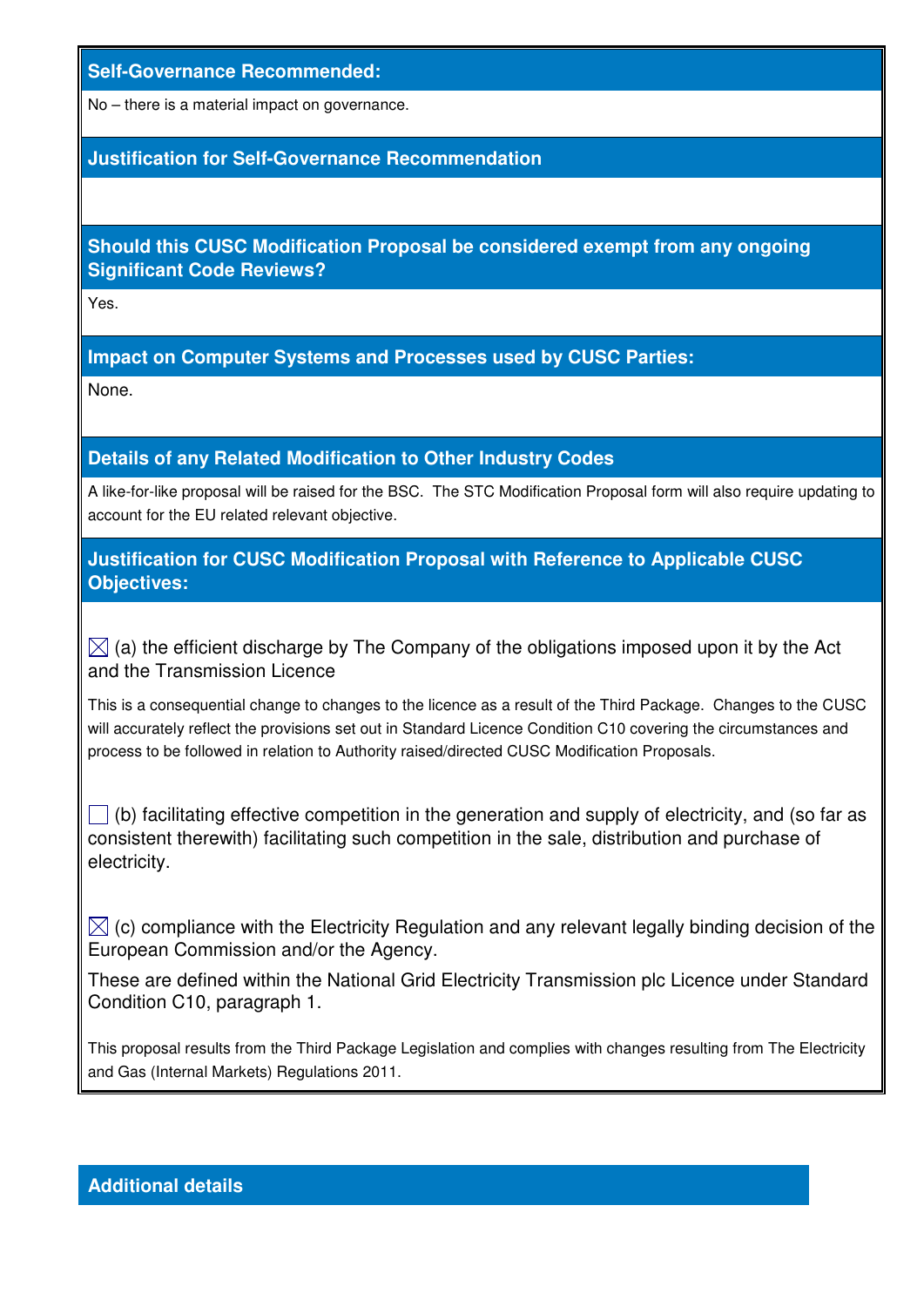## Self-Governance Recommended:

No – there is a material impact on governance.

## Justification for Self-Governance Recommendation

## Should this CUSC Modification Proposal be considered exempt from any ongoing Significant Code Reviews?

Yes.

## Impact on Computer Systems and Processes used by CUSC Parties:

None.

## Details of any Related Modification to Other Industry Codes

A like-for-like proposal will be raised for the BSC. The STC Modification Proposal form will also require updating to account for the EU related relevant objective.

## Justification for CUSC Modification Proposal with Reference to Applicable CUSC Objectives:

☒ (a) the efficient discharge by The Company of the obligations imposed upon it by the Act and the Transmission Licence

This is a consequential change to changes to the licence as a result of the Third Package. Changes to the CUSC will accurately reflect the provisions set out in Standard Licence Condition C10 covering the circumstances and process to be followed in relation to Authority raised/directed CUSC Modification Proposals.

☐ (b) facilitating effective competition in the generation and supply of electricity, and (so far as consistent therewith) facilitating such competition in the sale, distribution and purchase of electricity.

☒ (c) compliance with the Electricity Regulation and any relevant legally binding decision of the European Commission and/or the Agency.

These are defined within the National Grid Electricity Transmission plc Licence under Standard Condition C10, paragraph 1.

This proposal results from the Third Package Legislation and complies with changes resulting from The Electricity and Gas (Internal Markets) Regulations 2011.

## Additional details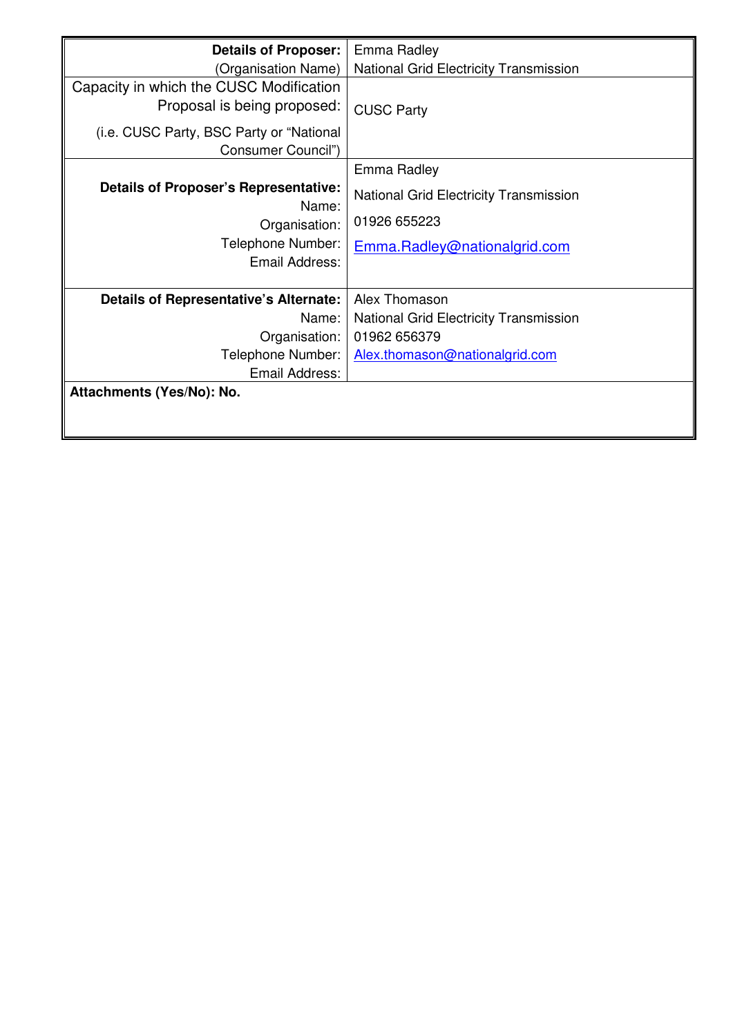| **Details of Proposer:** (Organisation Name) | Emma Radley National Grid Electricity Transmission |
|---|---|
| Capacity in which the CUSC Modification Proposal is being proposed: (i.e. CUSC Party, BSC Party or "National Consumer Council") | CUSC Party |
| **Details of Proposer's Representative:** Name: Organisation: Telephone Number: Email Address: | Emma Radley National Grid Electricity Transmission 01926 655223 Emma.Radley@nationalgrid.com |
| **Details of Representative's Alternate:** Name: Organisation: Telephone Number: Email Address: | Alex Thomason National Grid Electricity Transmission 01962 656379 Alex.thomason@nationalgrid.com |
| **Attachments (Yes/No): No.** | |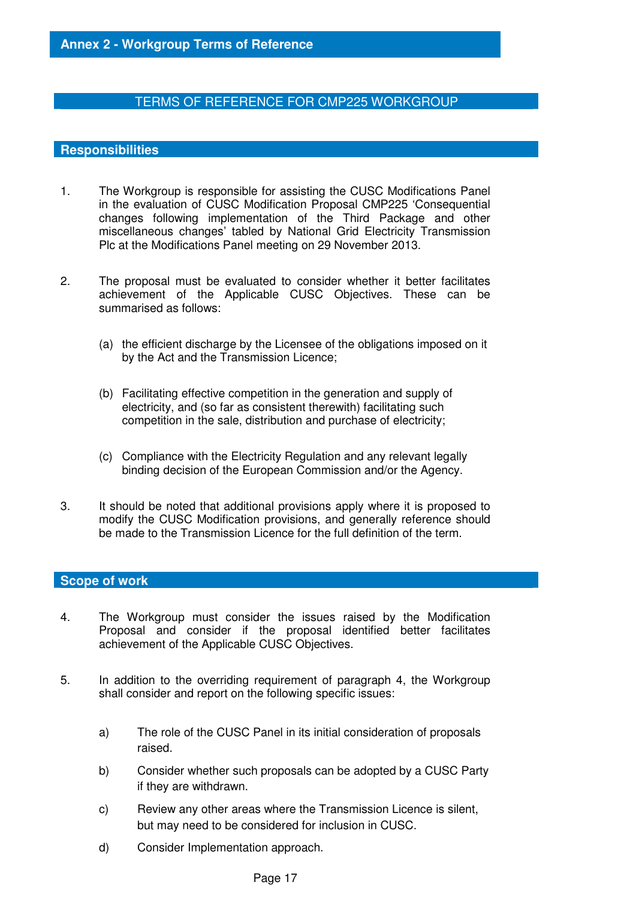## Annex 2 - Workgroup Terms of Reference

### TERMS OF REFERENCE FOR CMP225 WORKGROUP

### Responsibilities

1. The Workgroup is responsible for assisting the CUSC Modifications Panel in the evaluation of CUSC Modification Proposal CMP225 'Consequential changes following implementation of the Third Package and other miscellaneous changes' tabled by National Grid Electricity Transmission Plc at the Modifications Panel meeting on 29 November 2013.

2. The proposal must be evaluated to consider whether it better facilitates achievement of the Applicable CUSC Objectives. These can be summarised as follows:

   (a) the efficient discharge by the Licensee of the obligations imposed on it by the Act and the Transmission Licence;

   (b) Facilitating effective competition in the generation and supply of electricity, and (so far as consistent therewith) facilitating such competition in the sale, distribution and purchase of electricity;

   (c) Compliance with the Electricity Regulation and any relevant legally binding decision of the European Commission and/or the Agency.

3. It should be noted that additional provisions apply where it is proposed to modify the CUSC Modification provisions, and generally reference should be made to the Transmission Licence for the full definition of the term.

### Scope of work

4. The Workgroup must consider the issues raised by the Modification Proposal and consider if the proposal identified better facilitates achievement of the Applicable CUSC Objectives.

5. In addition to the overriding requirement of paragraph 4, the Workgroup shall consider and report on the following specific issues:

   a) The role of the CUSC Panel in its initial consideration of proposals raised.

   b) Consider whether such proposals can be adopted by a CUSC Party if they are withdrawn.

   c) Review any other areas where the Transmission Licence is silent, but may need to be considered for inclusion in CUSC.

   d) Consider Implementation approach.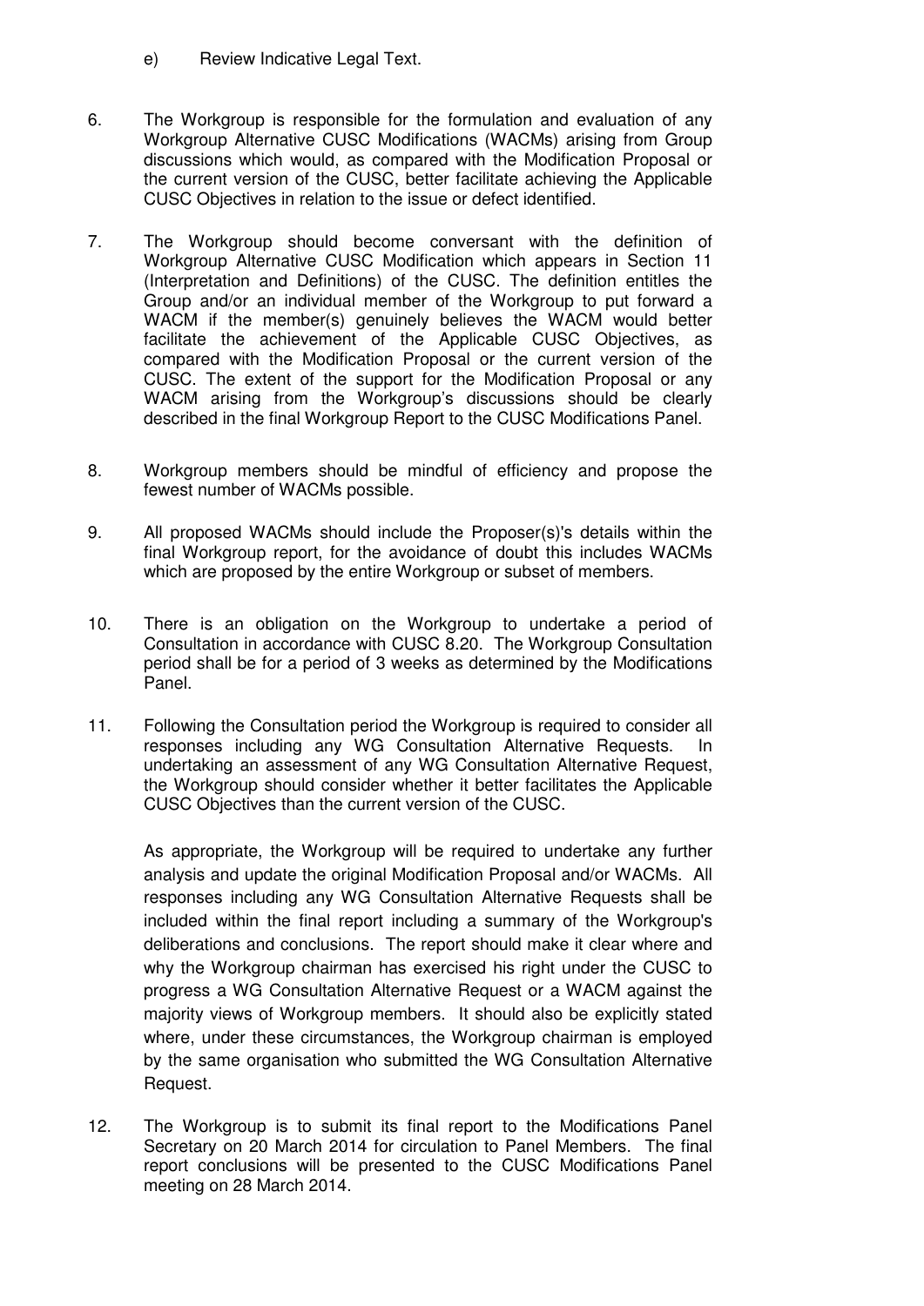e) Review Indicative Legal Text.

6. The Workgroup is responsible for the formulation and evaluation of any Workgroup Alternative CUSC Modifications (WACMs) arising from Group discussions which would, as compared with the Modification Proposal or the current version of the CUSC, better facilitate achieving the Applicable CUSC Objectives in relation to the issue or defect identified.

7. The Workgroup should become conversant with the definition of Workgroup Alternative CUSC Modification which appears in Section 11 (Interpretation and Definitions) of the CUSC. The definition entitles the Group and/or an individual member of the Workgroup to put forward a WACM if the member(s) genuinely believes the WACM would better facilitate the achievement of the Applicable CUSC Objectives, as compared with the Modification Proposal or the current version of the CUSC. The extent of the support for the Modification Proposal or any WACM arising from the Workgroup's discussions should be clearly described in the final Workgroup Report to the CUSC Modifications Panel.

8. Workgroup members should be mindful of efficiency and propose the fewest number of WACMs possible.

9. All proposed WACMs should include the Proposer(s)'s details within the final Workgroup report, for the avoidance of doubt this includes WACMs which are proposed by the entire Workgroup or subset of members.

10. There is an obligation on the Workgroup to undertake a period of Consultation in accordance with CUSC 8.20. The Workgroup Consultation period shall be for a period of 3 weeks as determined by the Modifications Panel.

11. Following the Consultation period the Workgroup is required to consider all responses including any WG Consultation Alternative Requests. In undertaking an assessment of any WG Consultation Alternative Request, the Workgroup should consider whether it better facilitates the Applicable CUSC Objectives than the current version of the CUSC.

    As appropriate, the Workgroup will be required to undertake any further analysis and update the original Modification Proposal and/or WACMs. All responses including any WG Consultation Alternative Requests shall be included within the final report including a summary of the Workgroup's deliberations and conclusions. The report should make it clear where and why the Workgroup chairman has exercised his right under the CUSC to progress a WG Consultation Alternative Request or a WACM against the majority views of Workgroup members. It should also be explicitly stated where, under these circumstances, the Workgroup chairman is employed by the same organisation who submitted the WG Consultation Alternative Request.

12. The Workgroup is to submit its final report to the Modifications Panel Secretary on 20 March 2014 for circulation to Panel Members. The final report conclusions will be presented to the CUSC Modifications Panel meeting on 28 March 2014.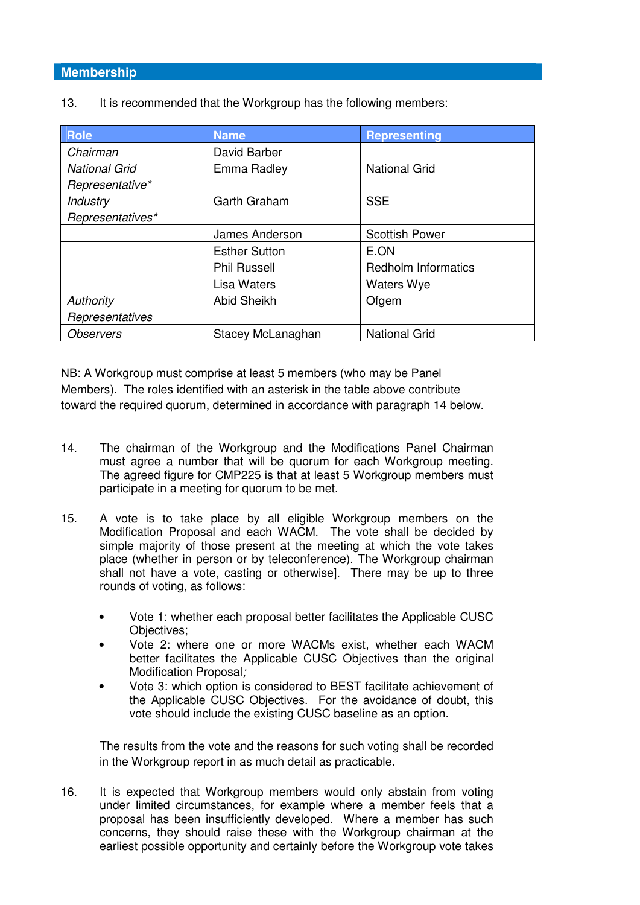## Membership

13. It is recommended that the Workgroup has the following members:

| Role | Name | Representing |
|---|---|---|
| *Chairman* | David Barber | |
| *National Grid Representative** | Emma Radley | National Grid |
| *Industry Representatives** | Garth Graham | SSE |
| | James Anderson | Scottish Power |
| | Esther Sutton | E.ON |
| | Phil Russell | Redholm Informatics |
| | Lisa Waters | Waters Wye |
| *Authority Representatives* | Abid Sheikh | Ofgem |
| *Observers* | Stacey McLanaghan | National Grid |

NB: A Workgroup must comprise at least 5 members (who may be Panel Members). The roles identified with an asterisk in the table above contribute toward the required quorum, determined in accordance with paragraph 14 below.

14. The chairman of the Workgroup and the Modifications Panel Chairman must agree a number that will be quorum for each Workgroup meeting. The agreed figure for CMP225 is that at least 5 Workgroup members must participate in a meeting for quorum to be met.

15. A vote is to take place by all eligible Workgroup members on the Modification Proposal and each WACM. The vote shall be decided by simple majority of those present at the meeting at which the vote takes place (whether in person or by teleconference). The Workgroup chairman shall not have a vote, casting or otherwise]. There may be up to three rounds of voting, as follows:

- Vote 1: whether each proposal better facilitates the Applicable CUSC Objectives;
- Vote 2: where one or more WACMs exist, whether each WACM better facilitates the Applicable CUSC Objectives than the original Modification Proposal;
- Vote 3: which option is considered to BEST facilitate achievement of the Applicable CUSC Objectives. For the avoidance of doubt, this vote should include the existing CUSC baseline as an option.

The results from the vote and the reasons for such voting shall be recorded in the Workgroup report in as much detail as practicable.

16. It is expected that Workgroup members would only abstain from voting under limited circumstances, for example where a member feels that a proposal has been insufficiently developed. Where a member has such concerns, they should raise these with the Workgroup chairman at the earliest possible opportunity and certainly before the Workgroup vote takes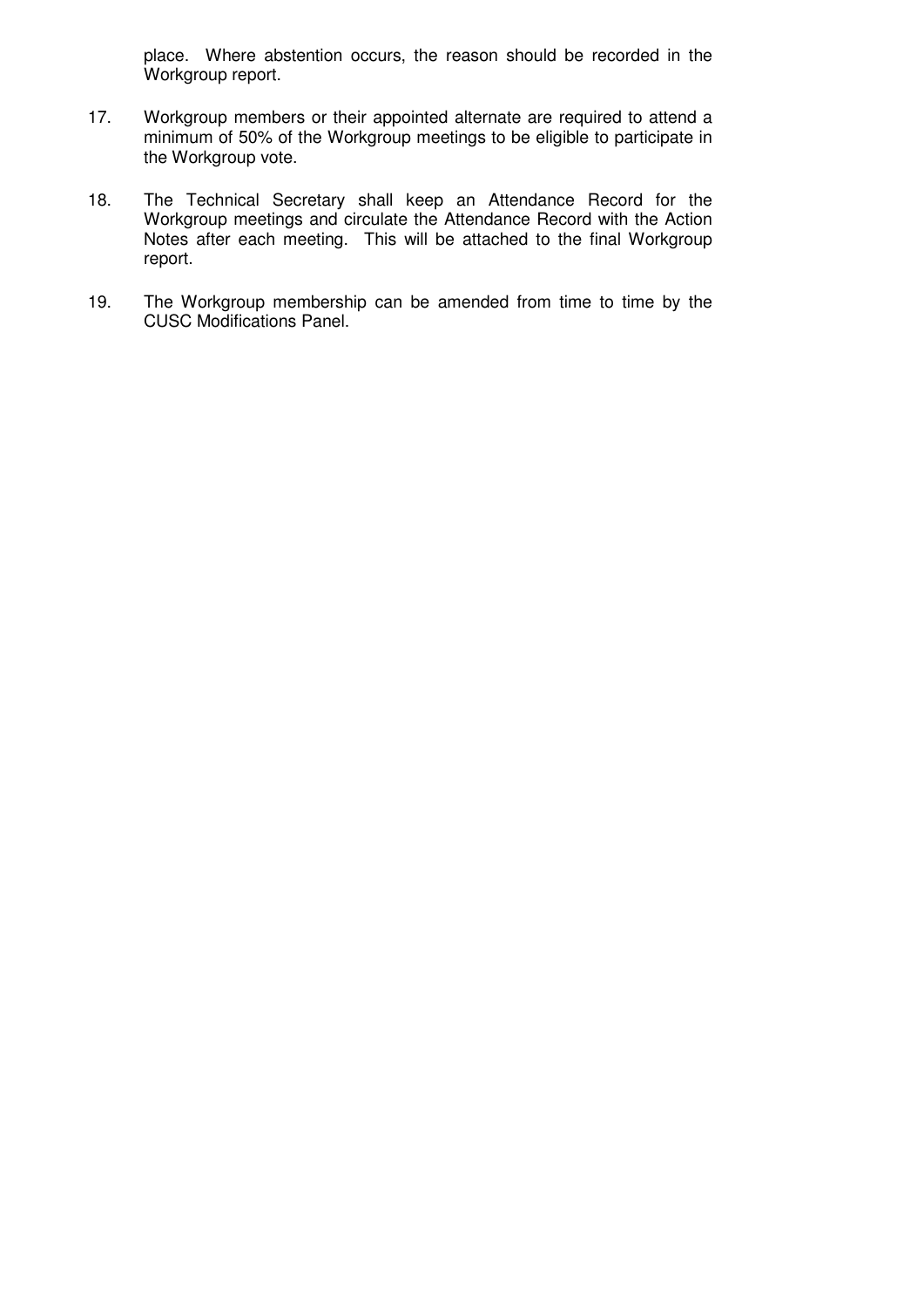place. Where abstention occurs, the reason should be recorded in the Workgroup report.

17. Workgroup members or their appointed alternate are required to attend a minimum of 50% of the Workgroup meetings to be eligible to participate in the Workgroup vote.

18. The Technical Secretary shall keep an Attendance Record for the Workgroup meetings and circulate the Attendance Record with the Action Notes after each meeting. This will be attached to the final Workgroup report.

19. The Workgroup membership can be amended from time to time by the CUSC Modifications Panel.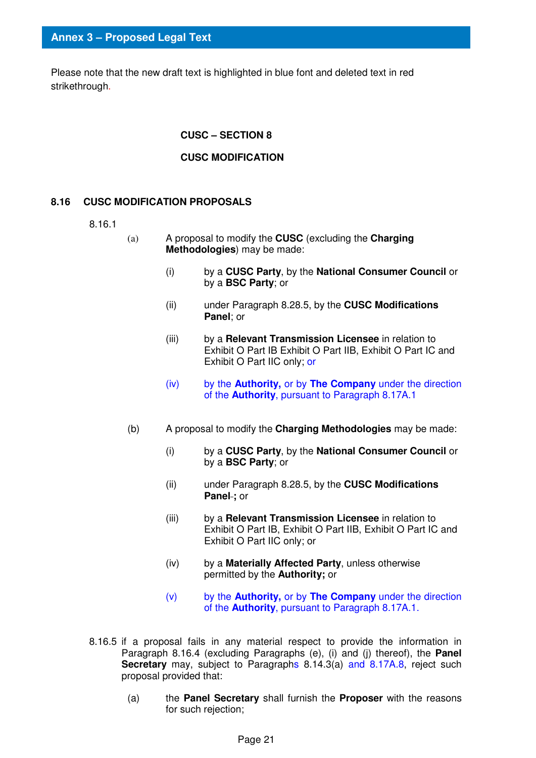## Annex 3 – Proposed Legal Text

Please note that the new draft text is highlighted in blue font and deleted text in red strikethrough.

**CUSC – SECTION 8**

**CUSC MODIFICATION**

**8.16 CUSC MODIFICATION PROPOSALS**

8.16.1

(a) A proposal to modify the **CUSC** (excluding the **Charging Methodologies**) may be made:

(i) by a **CUSC Party**, by the **National Consumer Council** or by a **BSC Party**; or

(ii) under Paragraph 8.28.5, by the **CUSC Modifications Panel**; or

(iii) by a **Relevant Transmission Licensee** in relation to Exhibit O Part IB Exhibit O Part IIB, Exhibit O Part IC and Exhibit O Part IIC only; or

(iv) by the **Authority,** or by **The Company** under the direction of the **Authority**, pursuant to Paragraph 8.17A.1

(b) A proposal to modify the **Charging Methodologies** may be made:

(i) by a **CUSC Party**, by the **National Consumer Council** or by a **BSC Party**; or

(ii) under Paragraph 8.28.5, by the **CUSC Modifications Panel**-**;** or

(iii) by a **Relevant Transmission Licensee** in relation to Exhibit O Part IB, Exhibit O Part IIB, Exhibit O Part IC and Exhibit O Part IIC only; or

(iv) by a **Materially Affected Party**, unless otherwise permitted by the **Authority;** or

(v) by the **Authority,** or by **The Company** under the direction of the **Authority**, pursuant to Paragraph 8.17A.1.

8.16.5 if a proposal fails in any material respect to provide the information in Paragraph 8.16.4 (excluding Paragraphs (e), (i) and (j) thereof), the **Panel Secretary** may, subject to Paragraphs 8.14.3(a) and 8.17A.8, reject such proposal provided that:

(a) the **Panel Secretary** shall furnish the **Proposer** with the reasons for such rejection;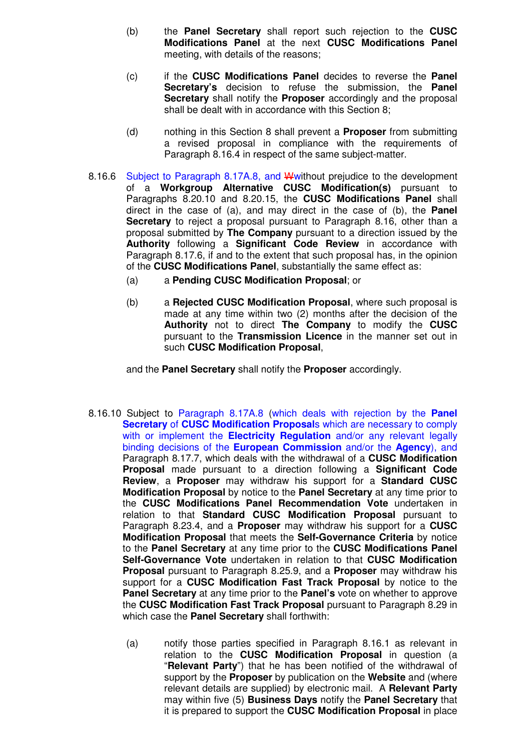(b) the **Panel Secretary** shall report such rejection to the **CUSC Modifications Panel** at the next **CUSC Modifications Panel** meeting, with details of the reasons;

(c) if the **CUSC Modifications Panel** decides to reverse the **Panel Secretary's** decision to refuse the submission, the **Panel Secretary** shall notify the **Proposer** accordingly and the proposal shall be dealt with in accordance with this Section 8;

(d) nothing in this Section 8 shall prevent a **Proposer** from submitting a revised proposal in compliance with the requirements of Paragraph 8.16.4 in respect of the same subject-matter.

8.16.6 Subject to Paragraph 8.17A.8, and ~~W~~without prejudice to the development of a **Workgroup Alternative CUSC Modification(s)** pursuant to Paragraphs 8.20.10 and 8.20.15, the **CUSC Modifications Panel** shall direct in the case of (a), and may direct in the case of (b), the **Panel Secretary** to reject a proposal pursuant to Paragraph 8.16, other than a proposal submitted by **The Company** pursuant to a direction issued by the **Authority** following a **Significant Code Review** in accordance with Paragraph 8.17.6, if and to the extent that such proposal has, in the opinion of the **CUSC Modifications Panel**, substantially the same effect as:

(a) a **Pending CUSC Modification Proposal**; or

(b) a **Rejected CUSC Modification Proposal**, where such proposal is made at any time within two (2) months after the decision of the **Authority** not to direct **The Company** to modify the **CUSC** pursuant to the **Transmission Licence** in the manner set out in such **CUSC Modification Proposal**,

and the **Panel Secretary** shall notify the **Proposer** accordingly.

8.16.10 Subject to Paragraph 8.17A.8 (which deals with rejection by the **Panel Secretary** of **CUSC Modification Proposal**s which are necessary to comply with or implement the **Electricity Regulation** and/or any relevant legally binding decisions of the **European Commission** and/or the **Agency**), and Paragraph 8.17.7, which deals with the withdrawal of a **CUSC Modification Proposal** made pursuant to a direction following a **Significant Code Review**, a **Proposer** may withdraw his support for a **Standard CUSC Modification Proposal** by notice to the **Panel Secretary** at any time prior to the **CUSC Modifications Panel Recommendation Vote** undertaken in relation to that **Standard CUSC Modification Proposal** pursuant to Paragraph 8.23.4, and a **Proposer** may withdraw his support for a **CUSC Modification Proposal** that meets the **Self-Governance Criteria** by notice to the **Panel Secretary** at any time prior to the **CUSC Modifications Panel Self-Governance Vote** undertaken in relation to that **CUSC Modification Proposal** pursuant to Paragraph 8.25.9, and a **Proposer** may withdraw his support for a **CUSC Modification Fast Track Proposal** by notice to the **Panel Secretary** at any time prior to the **Panel's** vote on whether to approve the **CUSC Modification Fast Track Proposal** pursuant to Paragraph 8.29 in which case the **Panel Secretary** shall forthwith:

(a) notify those parties specified in Paragraph 8.16.1 as relevant in relation to the **CUSC Modification Proposal** in question (a "**Relevant Party**") that he has been notified of the withdrawal of support by the **Proposer** by publication on the **Website** and (where relevant details are supplied) by electronic mail. A **Relevant Party** may within five (5) **Business Days** notify the **Panel Secretary** that it is prepared to support the **CUSC Modification Proposal** in place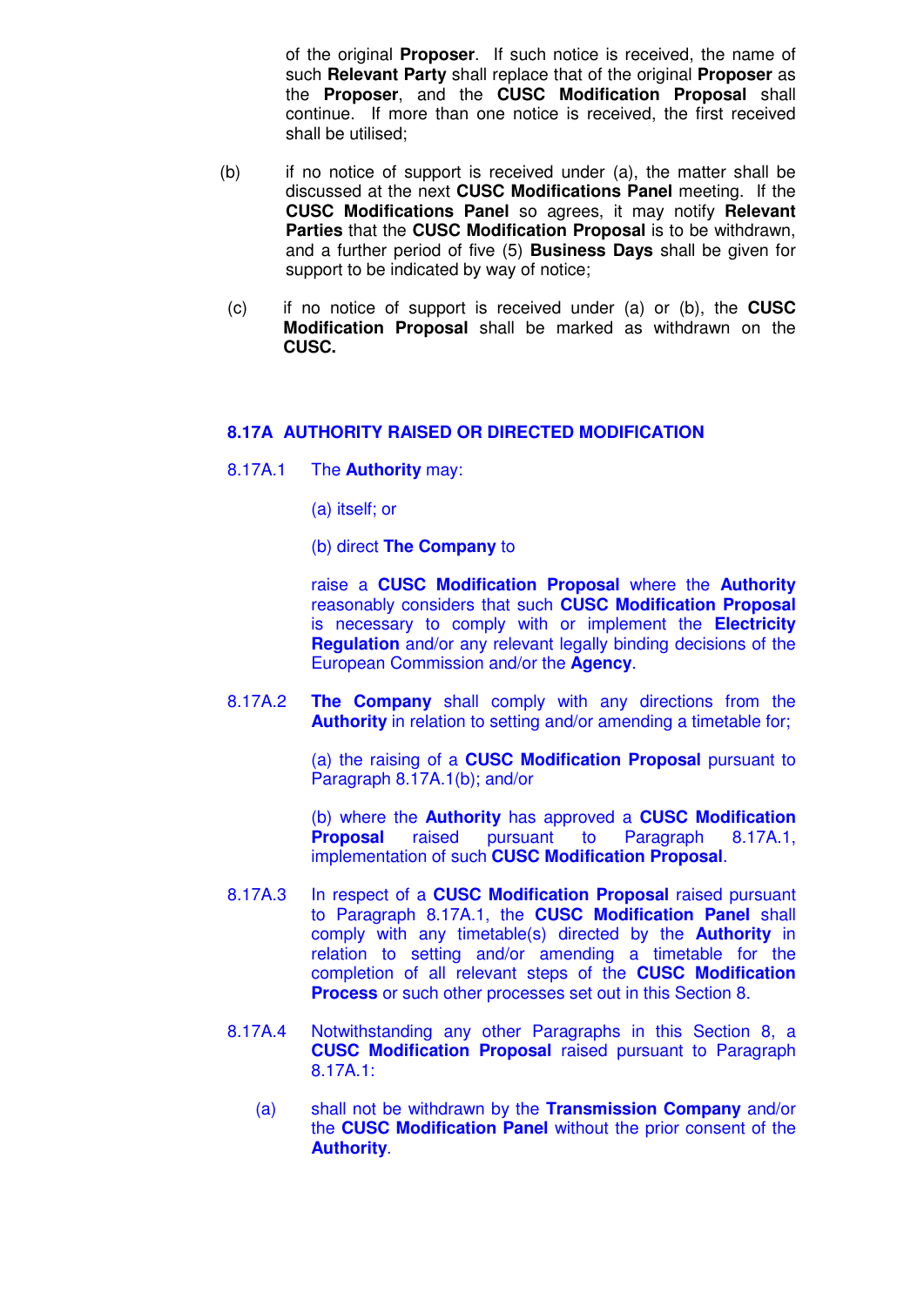of the original **Proposer**. If such notice is received, the name of such **Relevant Party** shall replace that of the original **Proposer** as the **Proposer**, and the **CUSC Modification Proposal** shall continue. If more than one notice is received, the first received shall be utilised;

(b) if no notice of support is received under (a), the matter shall be discussed at the next **CUSC Modifications Panel** meeting. If the **CUSC Modifications Panel** so agrees, it may notify **Relevant Parties** that the **CUSC Modification Proposal** is to be withdrawn, and a further period of five (5) **Business Days** shall be given for support to be indicated by way of notice;

(c) if no notice of support is received under (a) or (b), the **CUSC Modification Proposal** shall be marked as withdrawn on the **CUSC.**

## 8.17A AUTHORITY RAISED OR DIRECTED MODIFICATION

8.17A.1 The **Authority** may:

(a) itself; or

(b) direct **The Company** to

raise a **CUSC Modification Proposal** where the **Authority** reasonably considers that such **CUSC Modification Proposal** is necessary to comply with or implement the **Electricity Regulation** and/or any relevant legally binding decisions of the European Commission and/or the **Agency**.

8.17A.2 **The Company** shall comply with any directions from the **Authority** in relation to setting and/or amending a timetable for;

(a) the raising of a **CUSC Modification Proposal** pursuant to Paragraph 8.17A.1(b); and/or

(b) where the **Authority** has approved a **CUSC Modification Proposal** raised pursuant to Paragraph 8.17A.1, implementation of such **CUSC Modification Proposal**.

8.17A.3 In respect of a **CUSC Modification Proposal** raised pursuant to Paragraph 8.17A.1, the **CUSC Modification Panel** shall comply with any timetable(s) directed by the **Authority** in relation to setting and/or amending a timetable for the completion of all relevant steps of the **CUSC Modification Process** or such other processes set out in this Section 8.

8.17A.4 Notwithstanding any other Paragraphs in this Section 8, a **CUSC Modification Proposal** raised pursuant to Paragraph 8.17A.1:

(a) shall not be withdrawn by the **Transmission Company** and/or the **CUSC Modification Panel** without the prior consent of the **Authority**.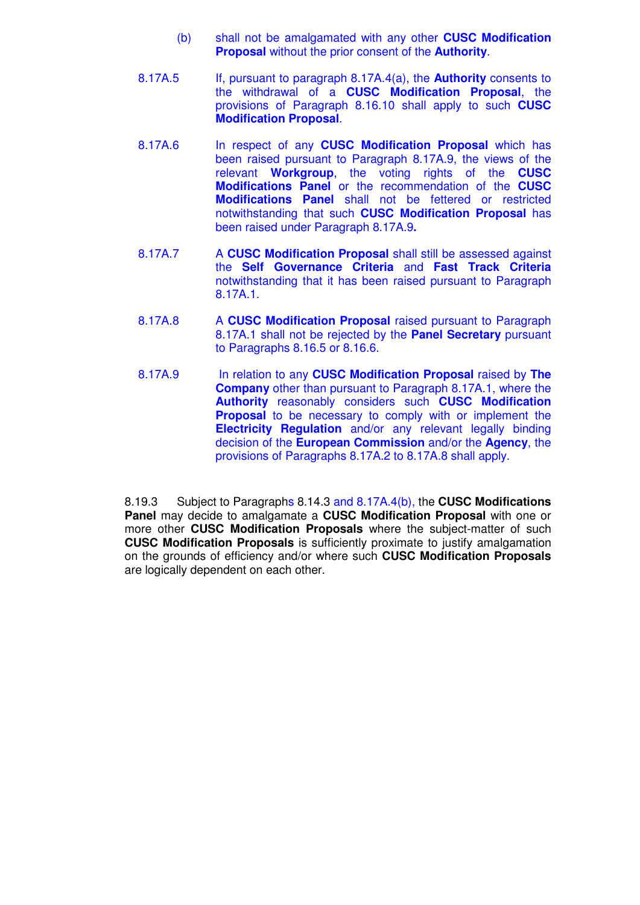(b) shall not be amalgamated with any other **CUSC Modification Proposal** without the prior consent of the **Authority**.

8.17A.5 If, pursuant to paragraph 8.17A.4(a), the **Authority** consents to the withdrawal of a **CUSC Modification Proposal**, the provisions of Paragraph 8.16.10 shall apply to such **CUSC Modification Proposal**.

8.17A.6 In respect of any **CUSC Modification Proposal** which has been raised pursuant to Paragraph 8.17A.9, the views of the relevant **Workgroup**, the voting rights of the **CUSC Modifications Panel** or the recommendation of the **CUSC Modifications Panel** shall not be fettered or restricted notwithstanding that such **CUSC Modification Proposal** has been raised under Paragraph 8.17A.9**.**

8.17A.7 A **CUSC Modification Proposal** shall still be assessed against the **Self Governance Criteria** and **Fast Track Criteria** notwithstanding that it has been raised pursuant to Paragraph 8.17A.1.

8.17A.8 A **CUSC Modification Proposal** raised pursuant to Paragraph 8.17A.1 shall not be rejected by the **Panel Secretary** pursuant to Paragraphs 8.16.5 or 8.16.6.

8.17A.9 In relation to any **CUSC Modification Proposal** raised by **The Company** other than pursuant to Paragraph 8.17A.1, where the **Authority** reasonably considers such **CUSC Modification Proposal** to be necessary to comply with or implement the **Electricity Regulation** and/or any relevant legally binding decision of the **European Commission** and/or the **Agency**, the provisions of Paragraphs 8.17A.2 to 8.17A.8 shall apply.

8.19.3 Subject to Paragraphs 8.14.3 and 8.17A.4(b), the **CUSC Modifications Panel** may decide to amalgamate a **CUSC Modification Proposal** with one or more other **CUSC Modification Proposals** where the subject-matter of such **CUSC Modification Proposals** is sufficiently proximate to justify amalgamation on the grounds of efficiency and/or where such **CUSC Modification Proposals** are logically dependent on each other.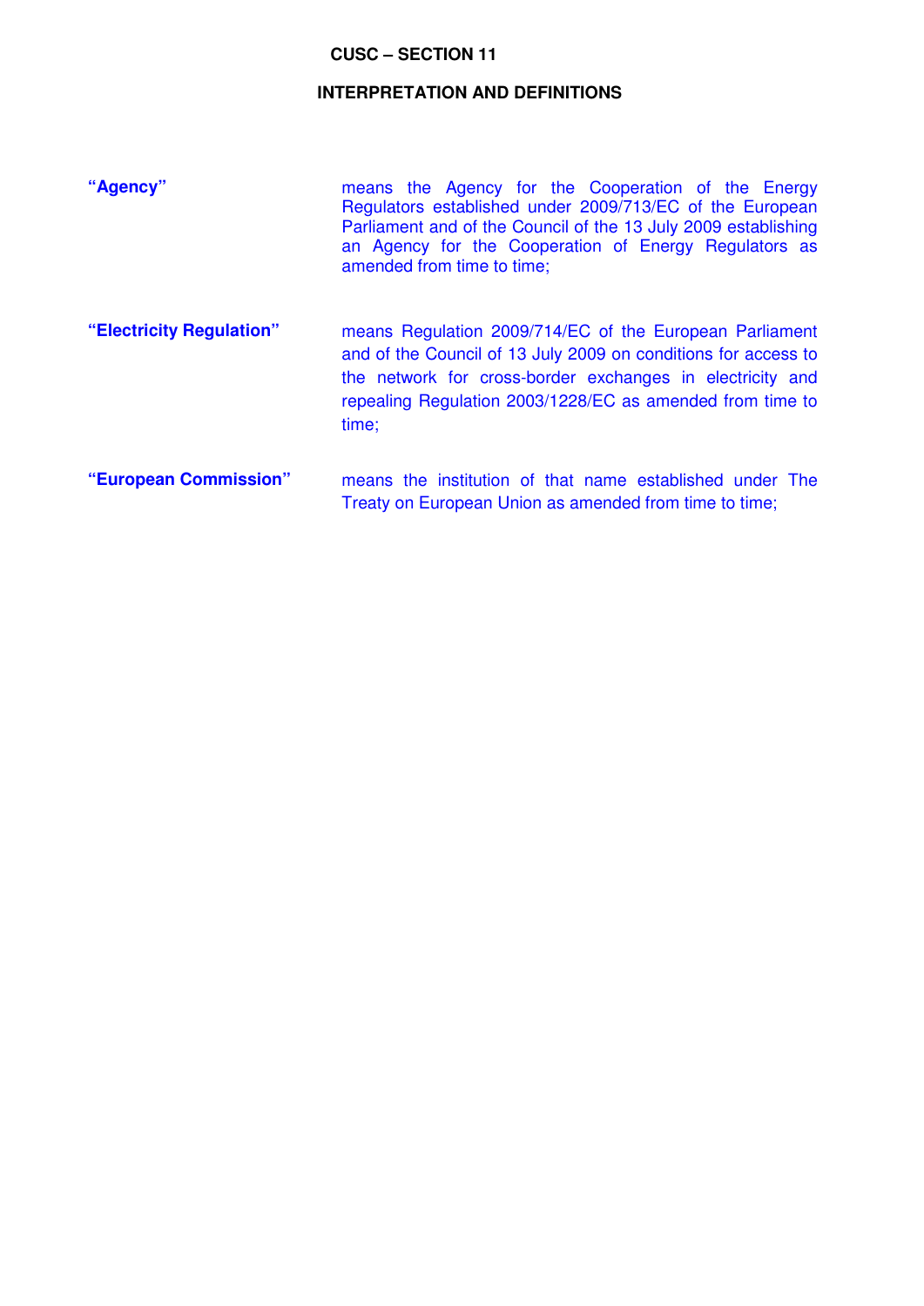# CUSC – SECTION 11

## INTERPRETATION AND DEFINITIONS

| | |
|---|---|
| **"Agency"** | means the Agency for the Cooperation of the Energy Regulators established under 2009/713/EC of the European Parliament and of the Council of the 13 July 2009 establishing an Agency for the Cooperation of Energy Regulators as amended from time to time; |
| **"Electricity Regulation"** | means Regulation 2009/714/EC of the European Parliament and of the Council of 13 July 2009 on conditions for access to the network for cross-border exchanges in electricity and repealing Regulation 2003/1228/EC as amended from time to time; |
| **"European Commission"** | means the institution of that name established under The Treaty on European Union as amended from time to time; |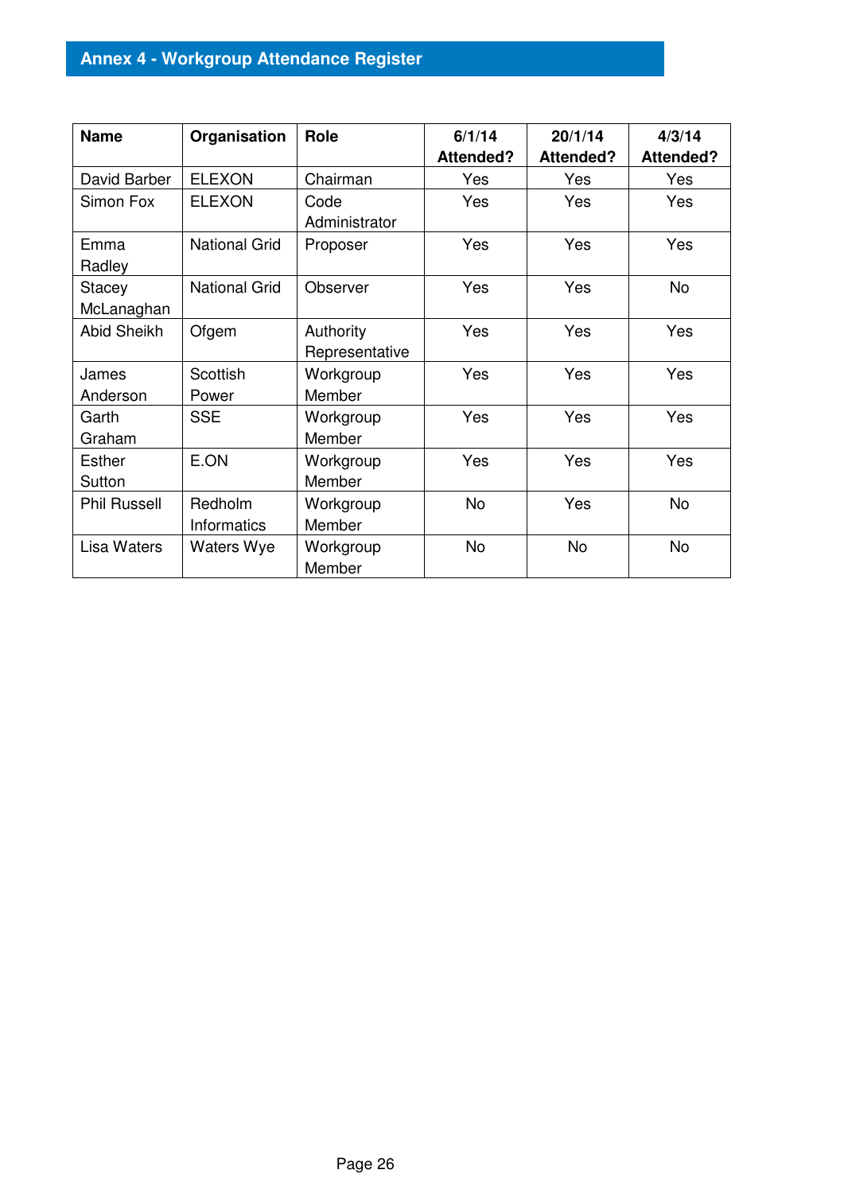## Annex 4 - Workgroup Attendance Register

| Name | Organisation | Role | 6/1/14 Attended? | 20/1/14 Attended? | 4/3/14 Attended? |
|---|---|---|---|---|---|
| David Barber | ELEXON | Chairman | Yes | Yes | Yes |
| Simon Fox | ELEXON | Code Administrator | Yes | Yes | Yes |
| Emma Radley | National Grid | Proposer | Yes | Yes | Yes |
| Stacey McLanaghan | National Grid | Observer | Yes | Yes | No |
| Abid Sheikh | Ofgem | Authority Representative | Yes | Yes | Yes |
| James Anderson | Scottish Power | Workgroup Member | Yes | Yes | Yes |
| Garth Graham | SSE | Workgroup Member | Yes | Yes | Yes |
| Esther Sutton | E.ON | Workgroup Member | Yes | Yes | Yes |
| Phil Russell | Redholm Informatics | Workgroup Member | No | Yes | No |
| Lisa Waters | Waters Wye | Workgroup Member | No | No | No |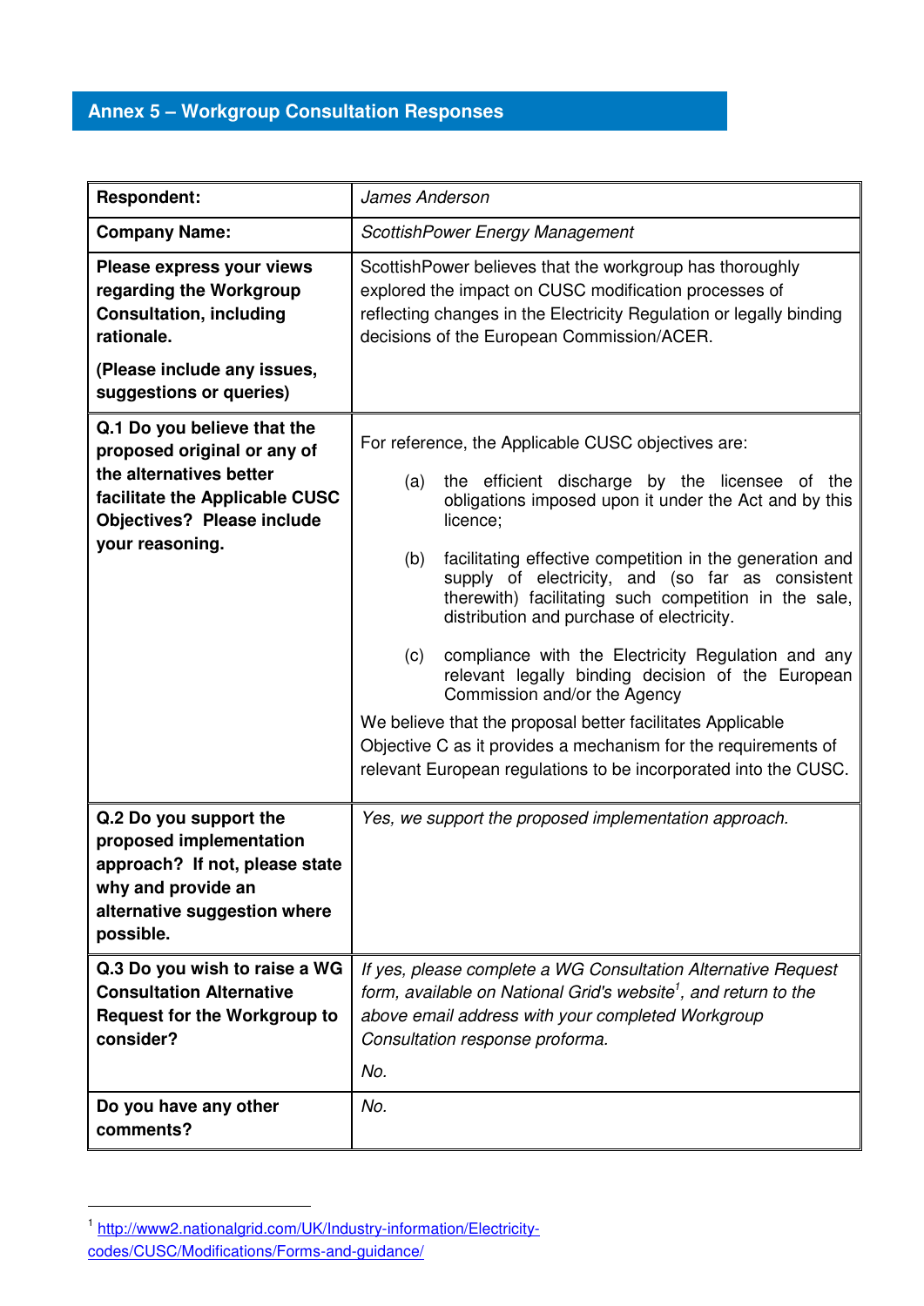## Annex 5 – Workgroup Consultation Responses

| **Respondent:** | *James Anderson* |
|---|---|
| **Company Name:** | *ScottishPower Energy Management* |
| **Please express your views regarding the Workgroup Consultation, including rationale.**<br><br>**(Please include any issues, suggestions or queries)** | ScottishPower believes that the workgroup has thoroughly explored the impact on CUSC modification processes of reflecting changes in the Electricity Regulation or legally binding decisions of the European Commission/ACER. |
| **Q.1 Do you believe that the proposed original or any of the alternatives better facilitate the Applicable CUSC Objectives? Please include your reasoning.** | For reference, the Applicable CUSC objectives are:<br><br>(a) the efficient discharge by the licensee of the obligations imposed upon it under the Act and by this licence;<br><br>(b) facilitating effective competition in the generation and supply of electricity, and (so far as consistent therewith) facilitating such competition in the sale, distribution and purchase of electricity.<br><br>(c) compliance with the Electricity Regulation and any relevant legally binding decision of the European Commission and/or the Agency<br><br>We believe that the proposal better facilitates Applicable Objective C as it provides a mechanism for the requirements of relevant European regulations to be incorporated into the CUSC. |
| **Q.2 Do you support the proposed implementation approach? If not, please state why and provide an alternative suggestion where possible.** | *Yes, we support the proposed implementation approach.* |
| **Q.3 Do you wish to raise a WG Consultation Alternative Request for the Workgroup to consider?** | *If yes, please complete a WG Consultation Alternative Request form, available on National Grid's website[1], and return to the above email address with your completed Workgroup Consultation response proforma.*<br><br>*No.* |
| **Do you have any other comments?** | *No.* |

[1] http://www2.nationalgrid.com/UK/Industry-information/Electricity-codes/CUSC/Modifications/Forms-and-guidance/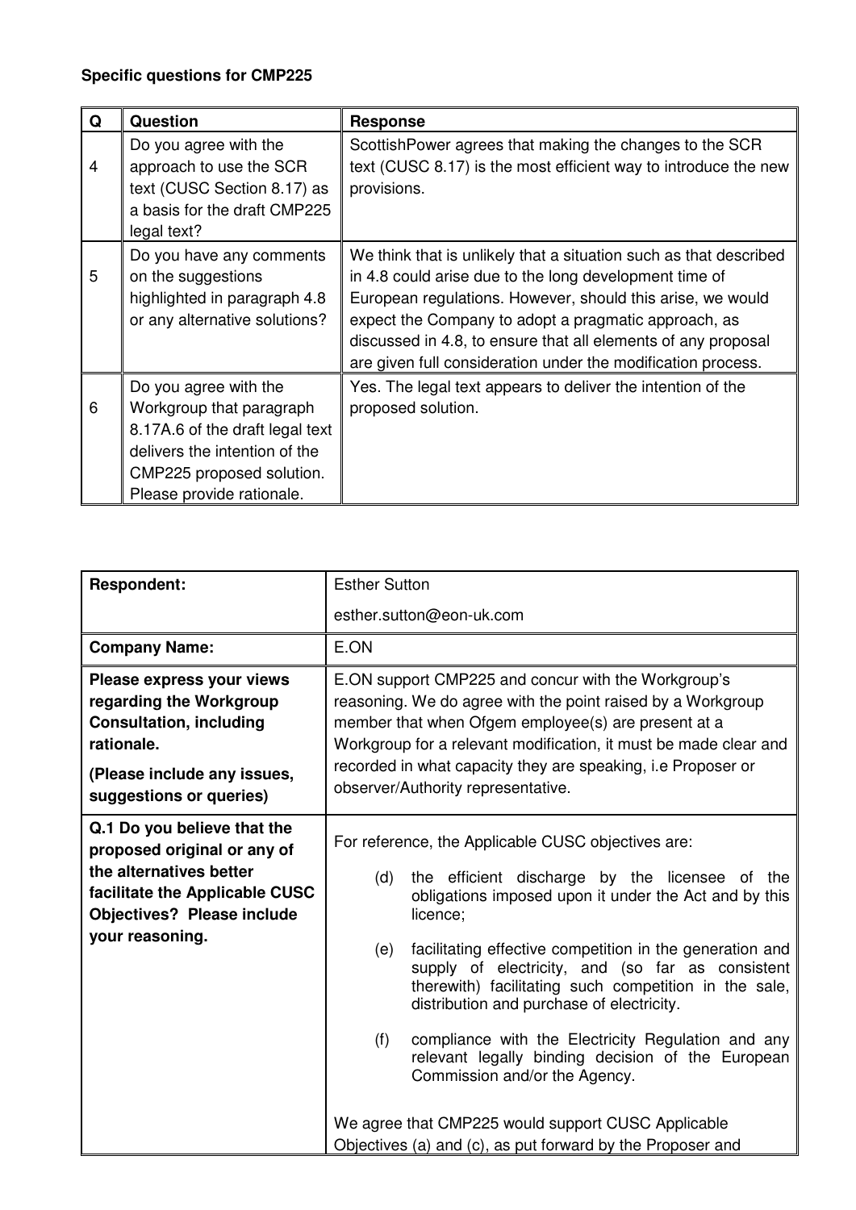**Specific questions for CMP225**

| Q | Question | Response |
|---|---|---|
| 4 | Do you agree with the approach to use the SCR text (CUSC Section 8.17) as a basis for the draft CMP225 legal text? | ScottishPower agrees that making the changes to the SCR text (CUSC 8.17) is the most efficient way to introduce the new provisions. |
| 5 | Do you have any comments on the suggestions highlighted in paragraph 4.8 or any alternative solutions? | We think that is unlikely that a situation such as that described in 4.8 could arise due to the long development time of European regulations. However, should this arise, we would expect the Company to adopt a pragmatic approach, as discussed in 4.8, to ensure that all elements of any proposal are given full consideration under the modification process. |
| 6 | Do you agree with the Workgroup that paragraph 8.17A.6 of the draft legal text delivers the intention of the CMP225 proposed solution. Please provide rationale. | Yes. The legal text appears to deliver the intention of the proposed solution. |

| | |
|---|---|
| **Respondent:** | Esther Sutton<br>esther.sutton@eon-uk.com |
| **Company Name:** | E.ON |
| **Please express your views regarding the Workgroup Consultation, including rationale.**<br>**(Please include any issues, suggestions or queries)** | E.ON support CMP225 and concur with the Workgroup's reasoning. We do agree with the point raised by a Workgroup member that when Ofgem employee(s) are present at a Workgroup for a relevant modification, it must be made clear and recorded in what capacity they are speaking, i.e Proposer or observer/Authority representative. |
| **Q.1 Do you believe that the proposed original or any of the alternatives better facilitate the Applicable CUSC Objectives? Please include your reasoning.** | For reference, the Applicable CUSC objectives are:<br>(d) the efficient discharge by the licensee of the obligations imposed upon it under the Act and by this licence;<br>(e) facilitating effective competition in the generation and supply of electricity, and (so far as consistent therewith) facilitating such competition in the sale, distribution and purchase of electricity.<br>(f) compliance with the Electricity Regulation and any relevant legally binding decision of the European Commission and/or the Agency.<br><br>We agree that CMP225 would support CUSC Applicable Objectives (a) and (c), as put forward by the Proposer and |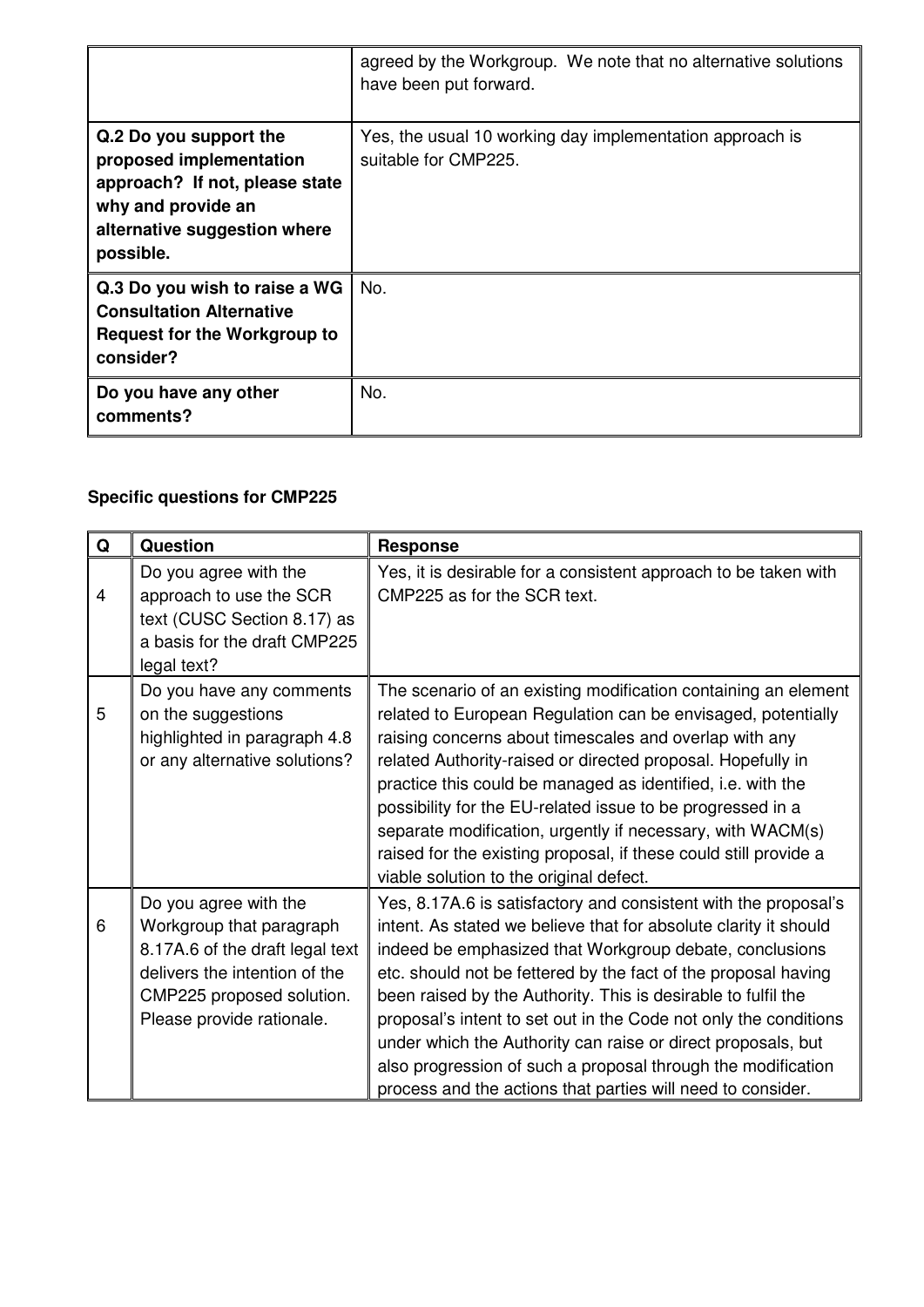| | |
|---|---|
| | agreed by the Workgroup. We note that no alternative solutions have been put forward. |
| **Q.2 Do you support the proposed implementation approach? If not, please state why and provide an alternative suggestion where possible.** | Yes, the usual 10 working day implementation approach is suitable for CMP225. |
| **Q.3 Do you wish to raise a WG Consultation Alternative Request for the Workgroup to consider?** | No. |
| **Do you have any other comments?** | No. |

**Specific questions for CMP225**

| Q | Question | Response |
|---|---|---|
| 4 | Do you agree with the approach to use the SCR text (CUSC Section 8.17) as a basis for the draft CMP225 legal text? | Yes, it is desirable for a consistent approach to be taken with CMP225 as for the SCR text. |
| 5 | Do you have any comments on the suggestions highlighted in paragraph 4.8 or any alternative solutions? | The scenario of an existing modification containing an element related to European Regulation can be envisaged, potentially raising concerns about timescales and overlap with any related Authority-raised or directed proposal. Hopefully in practice this could be managed as identified, i.e. with the possibility for the EU-related issue to be progressed in a separate modification, urgently if necessary, with WACM(s) raised for the existing proposal, if these could still provide a viable solution to the original defect. |
| 6 | Do you agree with the Workgroup that paragraph 8.17A.6 of the draft legal text delivers the intention of the CMP225 proposed solution. Please provide rationale. | Yes, 8.17A.6 is satisfactory and consistent with the proposal's intent. As stated we believe that for absolute clarity it should indeed be emphasized that Workgroup debate, conclusions etc. should not be fettered by the fact of the proposal having been raised by the Authority. This is desirable to fulfil the proposal's intent to set out in the Code not only the conditions under which the Authority can raise or direct proposals, but also progression of such a proposal through the modification process and the actions that parties will need to consider. |